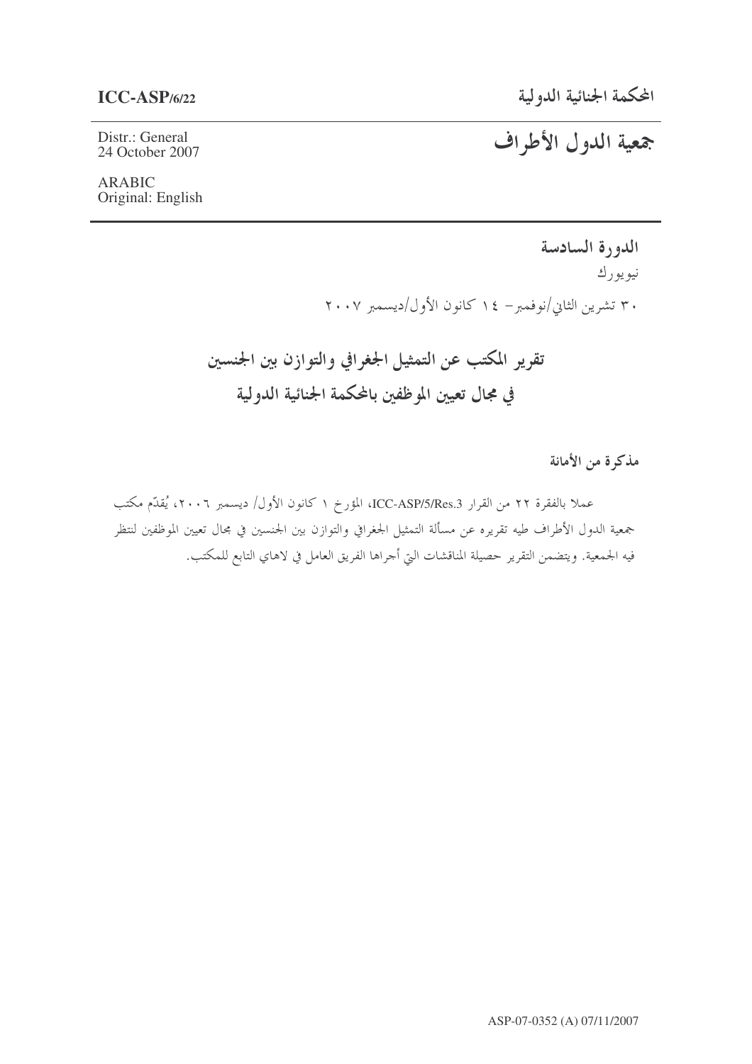**ICC-ASP/6/22**

Distr.: General
24 October 2007

ARABIC
Original: English

المحكمة الجنائية الدولية

# جمعية الدول الأطراف

**الدورة السادسة**

نيويورك

٣٠ تشرين الثاني/نوفمبر– ١٤ كانون الأول/ديسمبر ٢٠٠٧

## تقرير المكتب عن التمثيل الجغرافي والتوازن بين الجنسين في مجال تعيين الموظفين بالمحكمة الجنائية الدولية

### مذكرة من الأمانة

عملا بالفقرة ٢٢ من القرار ICC-ASP/5/Res.3، المؤرخ ١ كانون الأول/ ديسمبر ٢٠٠٦، يُقدّم مكتب جمعية الدول الأطراف طيه تقريره عن مسألة التمثيل الجغرافي والتوازن بين الجنسين في مجال تعيين الموظفين لتنظر فيه الجمعية. ويتضمن التقرير حصيلة المناقشات التي أجراها الفريق العامل في لاهاي التابع للمكتب.

ASP-07-0352 (A) 07/11/2007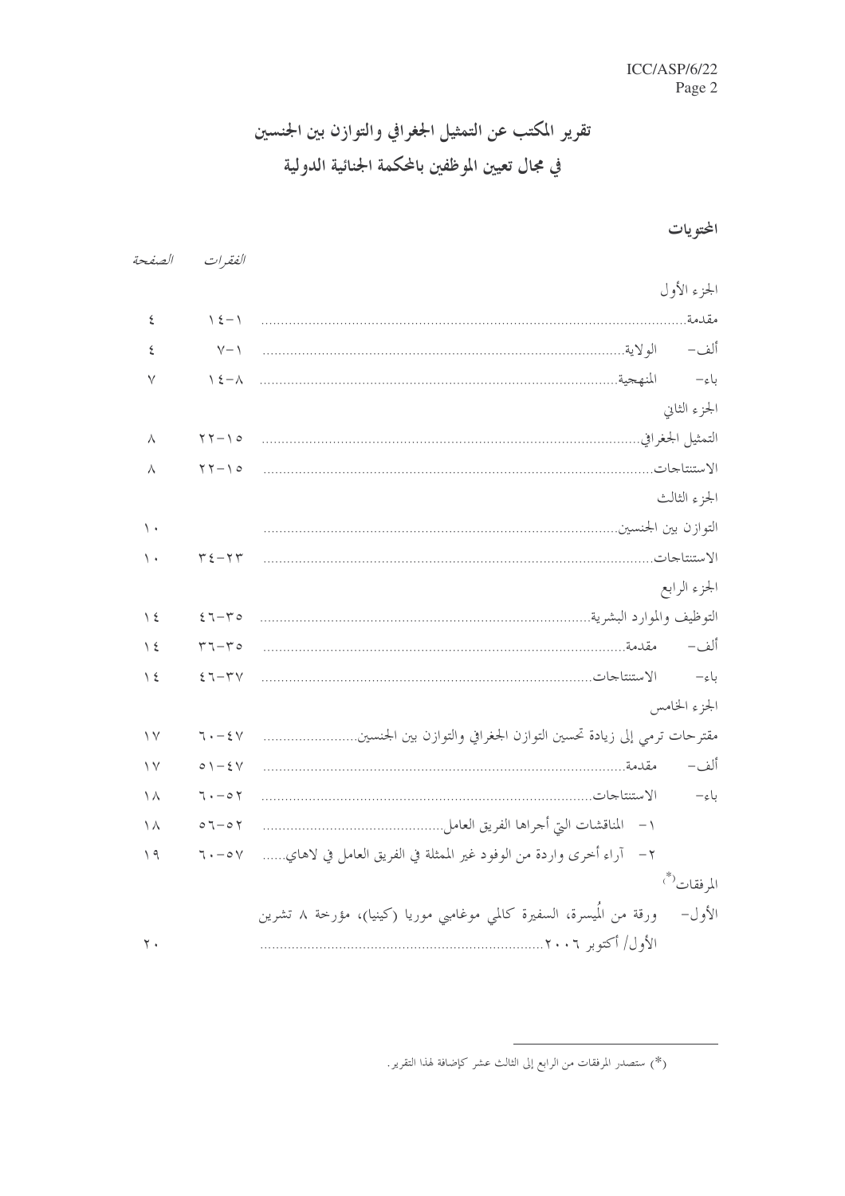# تقرير المكتب عن التمثيل الجغرافي والتوازن بين الجنسين في مجال تعيين الموظفين بالمحكمة الجنائية الدولية

## المحتويات

| | الفقرات | الصفحة |
|---|---|---|
| **الجزء الأول** | | |
| مقدمة | ١-١٤ | ٤ |
| ألف- الولاية | ١-٧ | ٤ |
| باء- المنهجية | ٨-١٤ | ٧ |
| **الجزء الثاني** | | |
| التمثيل الجغرافي | ١٥-٢٢ | ٨ |
| الاستنتاجات | ١٥-٢٢ | ٨ |
| **الجزء الثالث** | | |
| التوازن بين الجنسين | | ١٠ |
| الاستنتاجات | ٢٣-٣٤ | ١٠ |
| **الجزء الرابع** | | |
| التوظيف والموارد البشرية | ٣٥-٤٦ | ١٤ |
| ألف- مقدمة | ٣٥-٣٦ | ١٤ |
| باء- الاستنتاجات | ٣٧-٤٦ | ١٤ |
| **الجزء الخامس** | | |
| مقترحات ترمي إلى زيادة تحسين التوازن الجغرافي والتوازن بين الجنسين | ٤٧-٦٠ | ١٧ |
| ألف- مقدمة | ٤٧-٥١ | ١٧ |
| باء- الاستنتاجات | ٥٢-٦٠ | ١٨ |
| ١- المناقشات التي أجراها الفريق العامل | ٥٢-٥٦ | ١٨ |
| ٢- آراء أخرى واردة من الوفود غير الممثلة في الفريق العامل في لاهاي | ٥٧-٦٠ | ١٩ |
| **المرفقات(*)** | | |
| الأول- ورقة من المُيسرة، السفيرة كالمي موغامبي موريا (كينيا)، مؤرخة ٨ تشرين الأول/ أكتوبر ٢٠٠٦ | | ٢٠ |

(*) ستصدر المرفقات من الرابع إلى الثالث عشر كإضافة لهذا التقرير.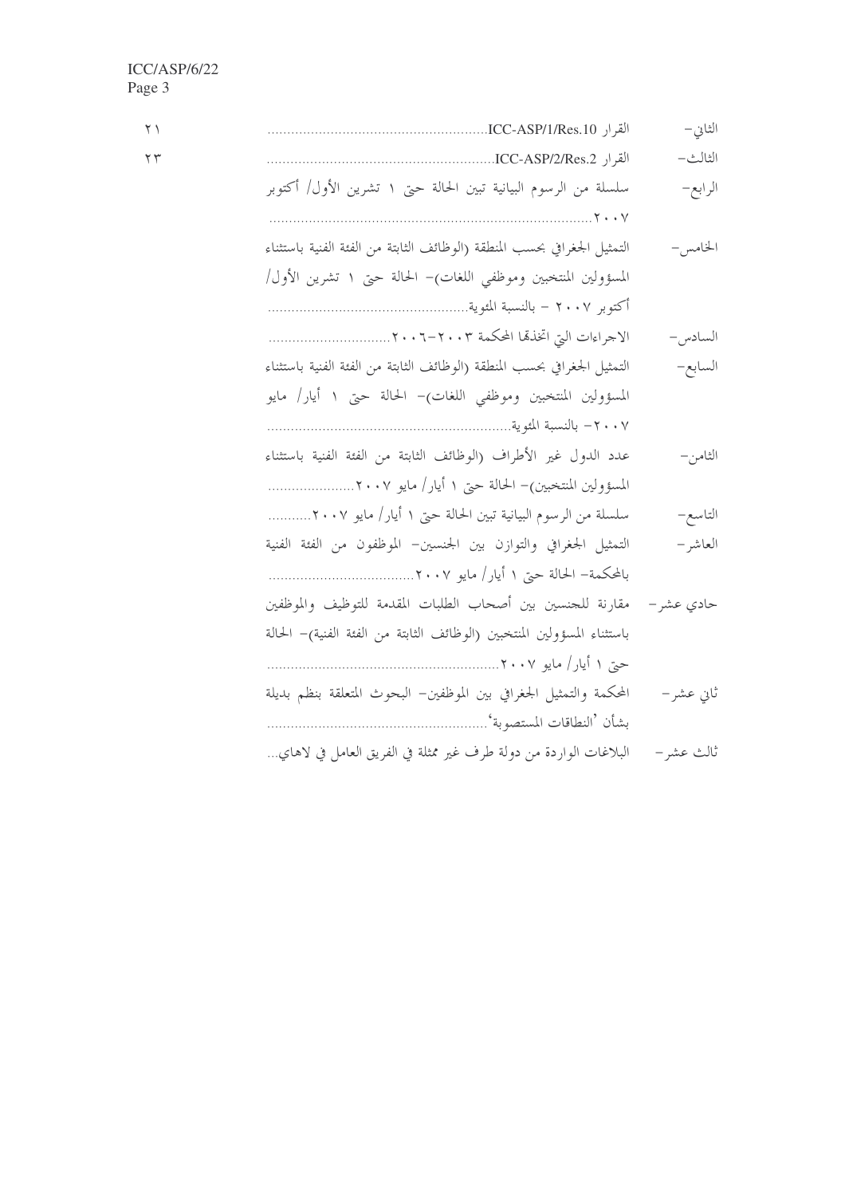الثاني- القرار ICC-ASP/1/Res.10 ........................................................ ٢١

الثالث- القرار ICC-ASP/2/Res.2 ........................................................ ٢٣

الرابع- سلسلة من الرسوم البيانية تبين الحالة حتى ١ تشرين الأول/ أكتوبر ٢٠٠٧ ........................................................

الخامس- التمثيل الجغرافي بحسب المنطقة (الوظائف الثابتة من الفئة الفنية باستثناء المسؤولين المنتخبين وموظفي اللغات)- الحالة حتى ١ تشرين الأول/ أكتوبر ٢٠٠٧ - بالنسبة المئوية ........................................................

السادس- الاجراءات التي اتخذها المحكمة ٢٠٠٣-٢٠٠٦ ........................................................

السابع- التمثيل الجغرافي بحسب المنطقة (الوظائف الثابتة من الفئة الفنية باستثناء المسؤولين المنتخبين وموظفي اللغات)- الحالة حتى ١ أيار/ مايو ٢٠٠٧- بالنسبة المئوية ........................................................

الثامن- عدد الدول غير الأطراف (الوظائف الثابتة من الفئة الفنية باستثناء المسؤولين المنتخبين)- الحالة حتى ١ أيار/ مايو ٢٠٠٧ ........................................................

التاسع- سلسلة من الرسوم البيانية تبين الحالة حتى ١ أيار/ مايو ٢٠٠٧ ........................................................

العاشر- التمثيل الجغرافي والتوازن بين الجنسين- الموظفون من الفئة الفنية بالمحكمة- الحالة حتى ١ أيار/ مايو ٢٠٠٧ ........................................................

حادي عشر- مقارنة للجنسين بين أصحاب الطلبات المقدمة للتوظيف والموظفين باستثناء المسؤولين المنتخبين (الوظائف الثابتة من الفئة الفنية)- الحالة حتى ١ أيار/ مايو ٢٠٠٧ ........................................................

ثاني عشر- المحكمة والتمثيل الجغرافي بين الموظفين- البحوث المتعلقة بنظم بديلة بشأن 'النطاقات المستصوبة' ........................................................

ثالث عشر- البلاغات الواردة من دولة طرف غير ممثلة في الفريق العامل في لاهاي...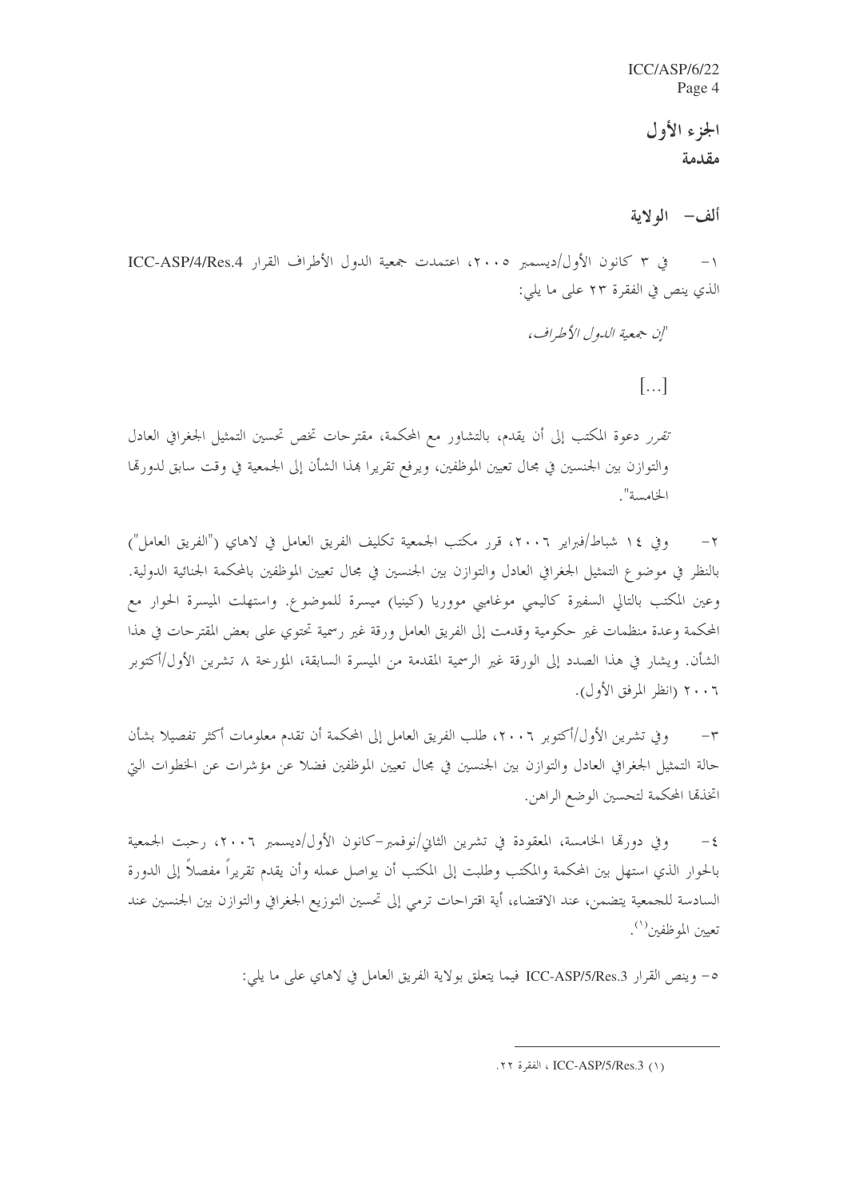# الجزء الأول
## مقدمة

### ألف– الولاية

١– في ٣ كانون الأول/ديسمبر ٢٠٠٥، اعتمدت جمعية الدول الأطراف القرار ICC-ASP/4/Res.4 الذي ينص في الفقرة ٢٣ على ما يلي:

*"إن جمعية الدول الأطراف،*

[...]

*تقرر* دعوة المكتب إلى أن يقدم، بالتشاور مع المحكمة، مقترحات تخص تحسين التمثيل الجغرافي العادل والتوازن بين الجنسين في مجال تعيين الموظفين، ويرفع تقريرا بهذا الشأن إلى الجمعية في وقت سابق لدورتها الخامسة".

٢– وفي ١٤ شباط/فبراير ٢٠٠٦، قرر مكتب الجمعية تكليف الفريق العامل في لاهاي ("الفريق العامل") بالنظر في موضوع التمثيل الجغرافي العادل والتوازن بين الجنسين في مجال تعيين الموظفين بالمحكمة الجنائية الدولية. وعين المكتب بالتالي السفيرة كاليمي موغامبي مووريا (كينيا) ميسرة للموضوع. واستهلت الميسرة الحوار مع المحكمة وعدة منظمات غير حكومية وقدمت إلى الفريق العامل ورقة غير رسمية تحتوي على بعض المقترحات في هذا الشأن. ويشار في هذا الصدد إلى الورقة غير الرسمية المقدمة من الميسرة السابقة، المؤرخة ٨ تشرين الأول/أكتوبر ٢٠٠٦ (انظر المرفق الأول).

٣– وفي تشرين الأول/أكتوبر ٢٠٠٦، طلب الفريق العامل إلى المحكمة أن تقدم معلومات أكثر تفصيلا بشأن حالة التمثيل الجغرافي العادل والتوازن بين الجنسين في مجال تعيين الموظفين فضلا عن مؤشرات عن الخطوات التي اتخذتها المحكمة لتحسين الوضع الراهن.

٤– وفي دورتها الخامسة، المعقودة في تشرين الثاني/نوفمبر–كانون الأول/ديسمبر ٢٠٠٦، رحبت الجمعية بالحوار الذي استهل بين المحكمة والمكتب وطلبت إلى المكتب أن يواصل عمله وأن يقدم تقريراً مفصلاً إلى الدورة السادسة للجمعية يتضمن، عند الاقتضاء، أية اقتراحات ترمي إلى تحسين التوزيع الجغرافي والتوازن بين الجنسين عند تعيين الموظفين[1].

٥– وينص القرار ICC-ASP/5/Res.3 فيما يتعلق بولاية الفريق العامل في لاهاي على ما يلي:

---

(١) ICC-ASP/5/Res.3 ، الفقرة ٢٢.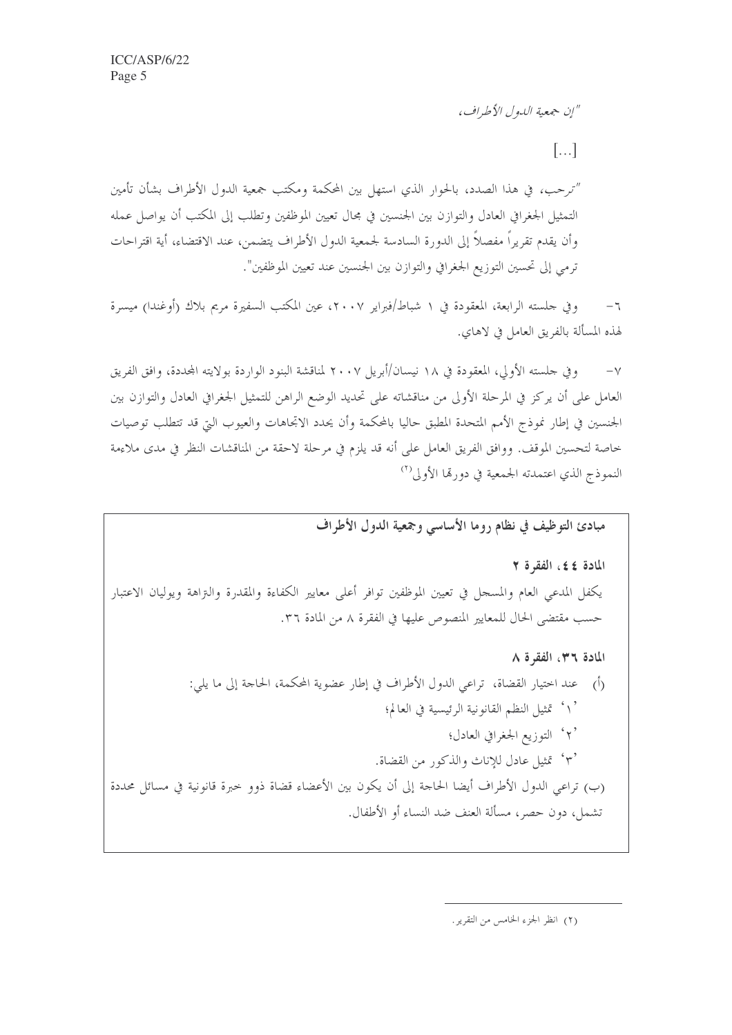*"إن جمعية الدول الأطراف،*

[...]

*"ترحب، في هذا الصدد، بالحوار الذي استهل بين المحكمة ومكتب جمعية الدول الأطراف بشأن تأمين التمثيل الجغرافي العادل والتوازن بين الجنسين في مجال تعيين الموظفين وتطلب إلى المكتب أن يواصل عمله وأن يقدم تقريراً مفصلاً إلى الدورة السادسة لجمعية الدول الأطراف يتضمن، عند الاقتضاء، أية اقتراحات ترمي إلى تحسين التوزيع الجغرافي والتوازن بين الجنسين عند تعيين الموظفين".*

٦- وفي جلسته الرابعة، المعقودة في ١ شباط/فبراير ٢٠٠٧، عين المكتب السفيرة مريم بلاك (أوغندا) ميسرة لهذه المسألة بالفريق العامل في لاهاي.

٧- وفي جلسته الأولى، المعقودة في ١٨ نيسان/أبريل ٢٠٠٧ لمناقشة البنود الواردة بولايته المحددة، وافق الفريق العامل على أن يركز في المرحلة الأولى من مناقشاته على تحديد الوضع الراهن للتمثيل الجغرافي العادل والتوازن بين الجنسين في إطار نموذج الأمم المتحدة المطبق حاليا بالمحكمة وأن يحدد الاتجاهات والعيوب التي قد تتطلب توصيات خاصة لتحسين الموقف. ووافق الفريق العامل على أنه قد يلزم في مرحلة لاحقة من المناقشات النظر في مدى ملاءمة النموذج الذي اعتمدته الجمعية في دورتها الأولى[٢]

**مبادئ التوظيف في نظام روما الأساسي وجمعية الدول الأطراف**

**المادة ٤٤، الفقرة ٢**

يكفل المدعي العام والمسجل في تعيين الموظفين توافر أعلى معايير الكفاءة والمقدرة والنزاهة ويوليان الاعتبار حسب مقتضى الحال للمعايير المنصوص عليها في الفقرة ٨ من المادة ٣٦.

**المادة ٣٦، الفقرة ٨**

(أ) عند اختيار القضاة، تراعي الدول الأطراف في إطار عضوية المحكمة، الحاجة إلى ما يلي:

'١' تمثيل النظم القانونية الرئيسية في العالم؛

'٢' التوزيع الجغرافي العادل؛

'٣' تمثيل عادل للإناث والذكور من القضاة.

(ب) تراعي الدول الأطراف أيضا الحاجة إلى أن يكون بين الأعضاء قضاة ذوو خبرة قانونية في مسائل محددة تشمل، دون حصر، مسألة العنف ضد النساء أو الأطفال.

(٢) انظر الجزء الخامس من التقرير.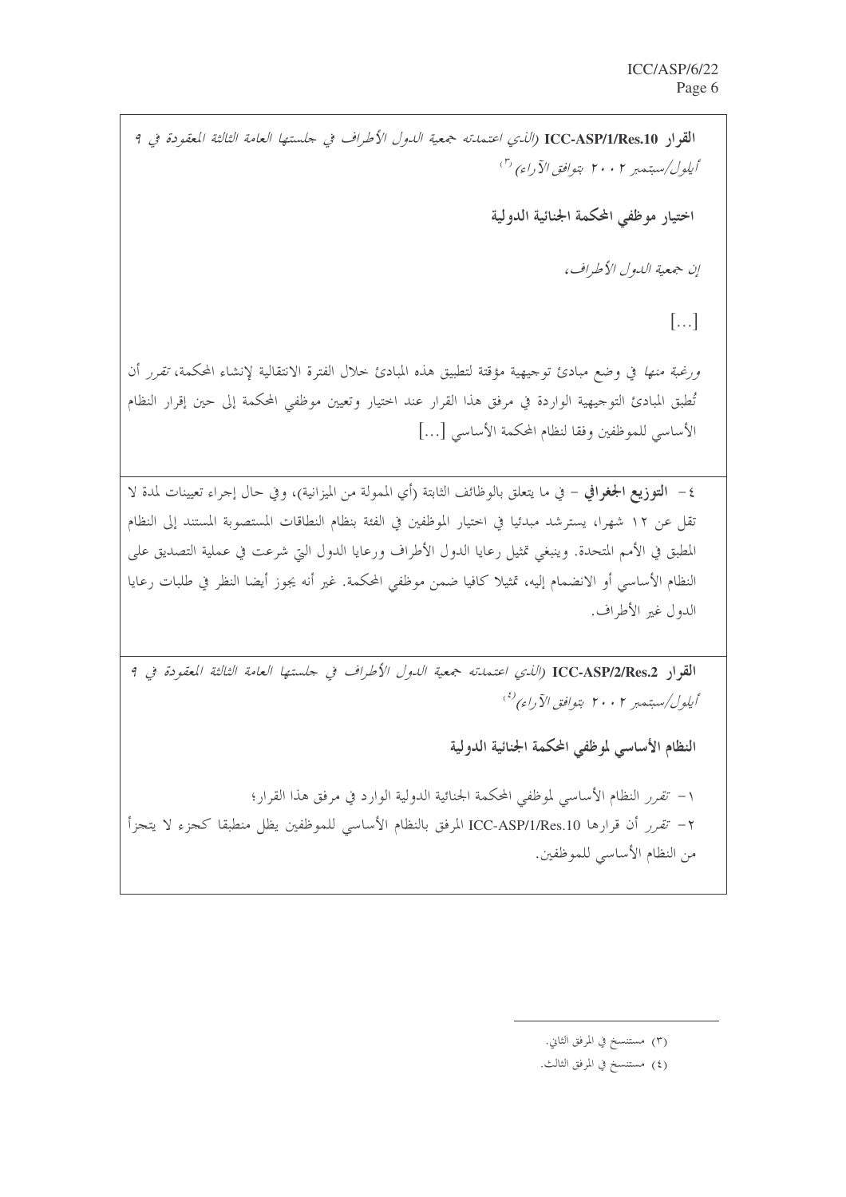**القرار ICC-ASP/1/Res.10** *(الذي اعتمدته جمعية الدول الأطراف في جلستها العامة الثالثة المعقودة في ٩ أيلول/سبتمبر ٢٠٠٢ بتوافق الآراء)* [٣]

**اختيار موظفي المحكمة الجنائية الدولية**

*إن جمعية الدول الأطراف،*

[...]

*ورغبة منها* في وضع مبادئ توجيهية مؤقتة لتطبيق هذه المبادئ خلال الفترة الانتقالية لإنشاء المحكمة، *تقرر* أن تُطبق المبادئ التوجيهية الواردة في مرفق هذا القرار عند اختيار وتعيين موظفي المحكمة إلى حين إقرار النظام الأساسي للموظفين وفقا لنظام المحكمة الأساسي [...]

٤- **التوزيع الجغرافي** - في ما يتعلق بالوظائف الثابتة (أي الممولة من الميزانية)، وفي حال إجراء تعيينات لمدة لا تقل عن ١٢ شهرا، يسترشد مبدئيا في اختيار الموظفين في الفئة بنظام النطاقات المستصوبة المستند إلى النظام المطبق في الأمم المتحدة. وينبغي تمثيل رعايا الدول الأطراف ورعايا الدول التي شرعت في عملية التصديق على النظام الأساسي أو الانضمام إليه، تمثيلا كافيا ضمن موظفي المحكمة. غير أنه يجوز أيضا النظر في طلبات رعايا الدول غير الأطراف.

**القرار ICC-ASP/2/Res.2** *(الذي اعتمدته جمعية الدول الأطراف في جلستها العامة الثالثة المعقودة في ٩ أيلول/سبتمبر ٢٠٠٢ بتوافق الآراء)* [٤]

**النظام الأساسي لموظفي المحكمة الجنائية الدولية**

١- *تقرر* النظام الأساسي لموظفي المحكمة الجنائية الدولية الوارد في مرفق هذا القرار؛

٢- *تقرر* أن قرارها ICC-ASP/1/Res.10 المرفق بالنظام الأساسي للموظفين يظل منطبقا كجزء لا يتجزأ من النظام الأساسي للموظفين.

---

(٣) مستنسخ في المرفق الثاني.

(٤) مستنسخ في المرفق الثالث.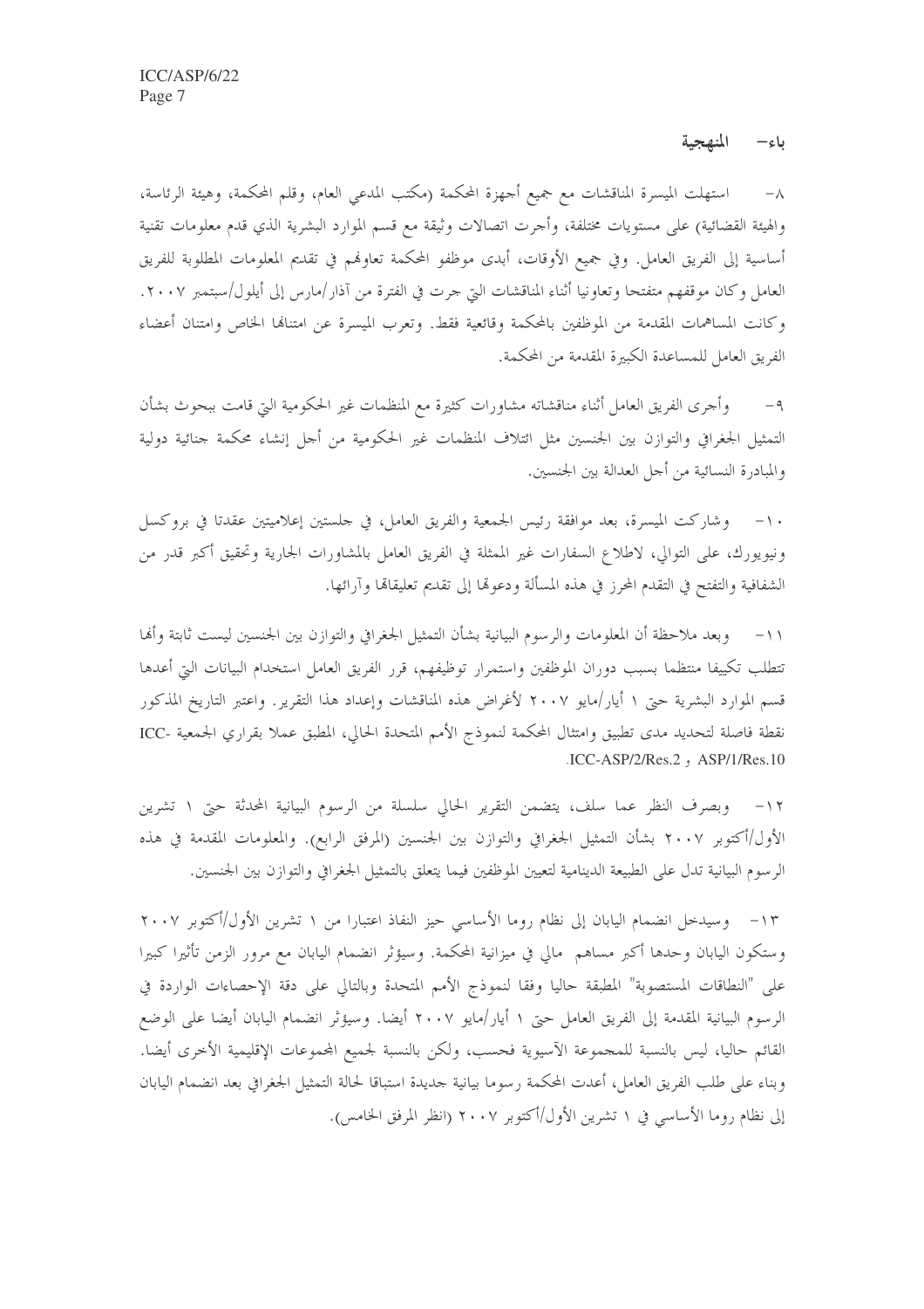## باء- المنهجية

٨- استهلت الميسرة المناقشات مع جميع أجهزة المحكمة (مكتب المدعي العام، وقلم المحكمة، وهيئة الرئاسة، والهيئة القضائية) على مستويات مختلفة، وأجرت اتصالات وثيقة مع قسم الموارد البشرية الذي قدم معلومات تقنية أساسية إلى الفريق العامل. وفي جميع الأوقات، أبدى موظفو المحكمة تعاونهم في تقديم المعلومات المطلوبة للفريق العامل وكان موقفهم متفتحا وتعاونيا أثناء المناقشات التي جرت في الفترة من آذار/مارس إلى أيلول/سبتمبر ٢٠٠٧. وكانت المساهمات المقدمة من الموظفين بالمحكمة وقائعية فقط. وتعرب الميسرة عن امتنانها الخاص وامتنان أعضاء الفريق العامل للمساعدة الكبيرة المقدمة من المحكمة.

٩- وأجرى الفريق العامل أثناء مناقشاته مشاورات كثيرة مع المنظمات غير الحكومية التي قامت ببحوث بشأن التمثيل الجغرافي والتوازن بين الجنسين مثل ائتلاف المنظمات غير الحكومية من أجل إنشاء محكمة جنائية دولية والمبادرة النسائية من أجل العدالة بين الجنسين.

١٠- وشاركت الميسرة، بعد موافقة رئيس الجمعية والفريق العامل، في جلستين إعلاميتين عقدتا في بروكسل ونيويورك، على التوالي، لاطلاع السفارات غير الممثلة في الفريق العامل بالمشاورات الجارية وتحقيق أكبر قدر من الشفافية والتفتح في التقدم المحرز في هذه المسألة ودعوتها إلى تقديم تعليقاتها وآرائها.

١١- وبعد ملاحظة أن المعلومات والرسوم البيانية بشأن التمثيل الجغرافي والتوازن بين الجنسين ليست ثابتة وأنها تتطلب تكييفا منتظما بسبب دوران الموظفين واستمرار توظيفهم، قرر الفريق العامل استخدام البيانات التي أعدها قسم الموارد البشرية حتى ١ أيار/مايو ٢٠٠٧ لأغراض هذه المناقشات وإعداد هذا التقرير. واعتبر التاريخ المذكور نقطة فاصلة لتحديد مدى تطبيق وامتثال المحكمة لنموذج الأمم المتحدة الحالي، المطبق عملا بقراري الجمعية ICC-ASP/1/Res.10 و ICC-ASP/2/Res.2.

١٢- وبصرف النظر عما سلف، يتضمن التقرير الحالي سلسلة من الرسوم البيانية المحدثة حتى ١ تشرين الأول/أكتوبر ٢٠٠٧ بشأن التمثيل الجغرافي والتوازن بين الجنسين (المرفق الرابع). والمعلومات المقدمة في هذه الرسوم البيانية تدل على الطبيعة الدينامية لتعيين الموظفين فيما يتعلق بالتمثيل الجغرافي والتوازن بين الجنسين.

١٣- وسيدخل انضمام اليابان إلى نظام روما الأساسي حيز النفاذ اعتبارا من ١ تشرين الأول/أكتوبر ٢٠٠٧ وستكون اليابان وحدها أكبر مساهم مالي في ميزانية المحكمة. وسيؤثر انضمام اليابان مع مرور الزمن تأثيرا كبيرا على "النطاقات المستصوبة" المطبقة حاليا وفقا لنموذج الأمم المتحدة وبالتالي على دقة الإحصاءات الواردة في الرسوم البيانية المقدمة إلى الفريق العامل حتى ١ أيار/مايو ٢٠٠٧ أيضا. وسيؤثر انضمام اليابان أيضا على الوضع القائم حاليا، ليس بالنسبة للمجموعة الآسيوية فحسب، ولكن بالنسبة لجميع المجموعات الإقليمية الأخرى أيضا. وبناء على طلب الفريق العامل، أعدت المحكمة رسوما بيانية جديدة استباقا لحالة التمثيل الجغرافي بعد انضمام اليابان إلى نظام روما الأساسي في ١ تشرين الأول/أكتوبر ٢٠٠٧ (انظر المرفق الخامس).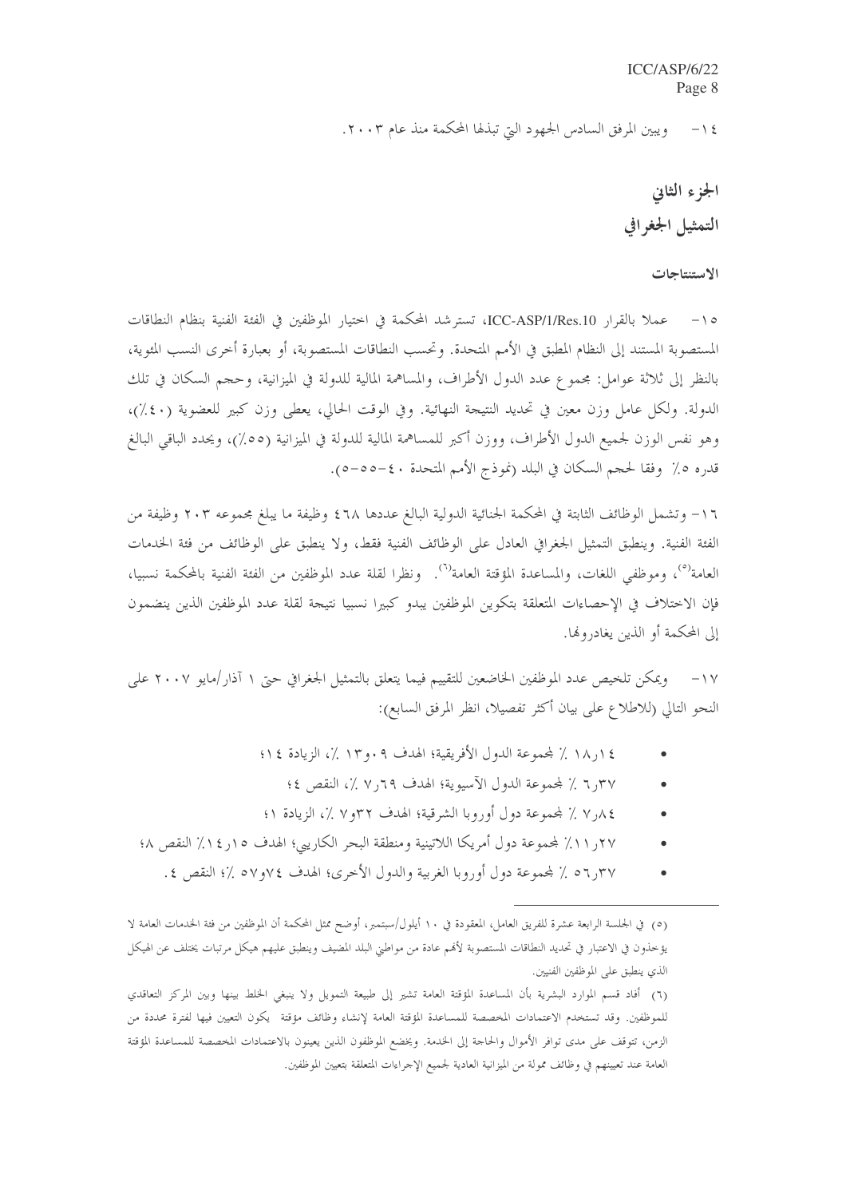١٤- ويبين المرفق السادس الجهود التي تبذلها المحكمة منذ عام ٢٠٠٣.

# الجزء الثاني
# التمثيل الجغرافي

## الاستنتاجات

١٥- عملا بالقرار ICC-ASP/1/Res.10، تسترشد المحكمة في اختيار الموظفين في الفئة الفنية بنظام النطاقات المستصوبة المستند إلى النظام المطبق في الأمم المتحدة. وتحسب النطاقات المستصوبة، أو بعبارة أخرى النسب المئوية، بالنظر إلى ثلاثة عوامل: مجموع عدد الدول الأطراف، والمساهمة المالية للدولة في الميزانية، وحجم السكان في تلك الدولة. ولكل عامل وزن معين في تحديد النتيجة النهائية. وفي الوقت الحالي، يعطى وزن كبير للعضوية (٤٠٪)، وهو نفس الوزن لجميع الدول الأطراف، ووزن أكبر للمساهمة المالية للدولة في الميزانية (٥٥٪)، ويحدد الباقي البالغ قدره ٥٪ وفقا لحجم السكان في البلد (نموذج الأمم المتحدة ٤٠-٥٥-٥).

١٦- وتشمل الوظائف الثابتة في المحكمة الجنائية الدولية البالغ عددها ٤٦٨ وظيفة ما يبلغ مجموعه ٢٠٣ وظيفة من الفئة الفنية. وينطبق التمثيل الجغرافي العادل على الوظائف الفنية فقط، ولا ينطبق على الوظائف من فئة الخدمات العامة[٥]، وموظفي اللغات، والمساعدة المؤقتة العامة[٦]. ونظرا لقلة عدد الموظفين من الفئة الفنية بالمحكمة نسبيا، فإن الاختلاف في الإحصاءات المتعلقة بتكوين الموظفين يبدو كبيرا نسبيا نتيجة لقلة عدد الموظفين الذين ينضمون إلى المحكمة أو الذين يغادرونها.

١٧- ويمكن تلخيص عدد الموظفين الخاضعين للتقييم فيما يتعلق بالتمثيل الجغرافي حتى ١ آذار/مايو ٢٠٠٧ على النحو التالي (للاطلاع على بيان أكثر تفصيلا، انظر المرفق السابع):

- ١٨ر١٤ ٪ لمجموعة الدول الأفريقية؛ الهدف ٠٩ر١٣ ٪، الزيادة ١٤؛
- ٣٧ر٦ ٪ لمجموعة الدول الآسيوية؛ الهدف ٦٩ر٧ ٪، النقص ٤؛
- ٨٤ر٧ ٪ لمجموعة دول أوروبا الشرقية؛ الهدف ٣٢ر٧ ٪، الزيادة ١؛
- ٢٧ر١١٪ لمجموعة دول أمريكا اللاتينية ومنطقة البحر الكاريبي؛ الهدف ١٤ر١٥٪ النقص ٨؛
- ٣٧ر٥٦ ٪ لمجموعة دول أوروبا الغربية والدول الأخرى؛ الهدف ٧٤ر٥٧ ٪؛ النقص ٤.

---

(٥) في الجلسة الرابعة عشرة للفريق العامل، المعقودة في ١٠ أيلول/سبتمبر، أوضح ممثل المحكمة أن الموظفين من فئة الخدمات العامة لا يؤخذون في الاعتبار في تحديد النطاقات المستصوبة لأنهم عادة من مواطني البلد المضيف وينطبق عليهم هيكل مرتبات يختلف عن الهيكل الذي ينطبق على الموظفين الفنيين.

(٦) أفاد قسم الموارد البشرية بأن المساعدة المؤقتة العامة تشير إلى طبيعة التمويل ولا ينبغي الخلط بينها وبين المركز التعاقدي للموظفين. وقد تستخدم الاعتمادات المخصصة للمساعدة المؤقتة العامة لإنشاء وظائف مؤقتة يكون التعيين فيها لفترة محددة من الزمن، تتوقف على مدى توافر الأموال والحاجة إلى الخدمة. ويخضع الموظفون الذين يعينون بالاعتمادات المخصصة للمساعدة المؤقتة العامة عند تعيينهم في وظائف ممولة من الميزانية العادية لجميع الإجراءات المتعلقة بتعيين الموظفين.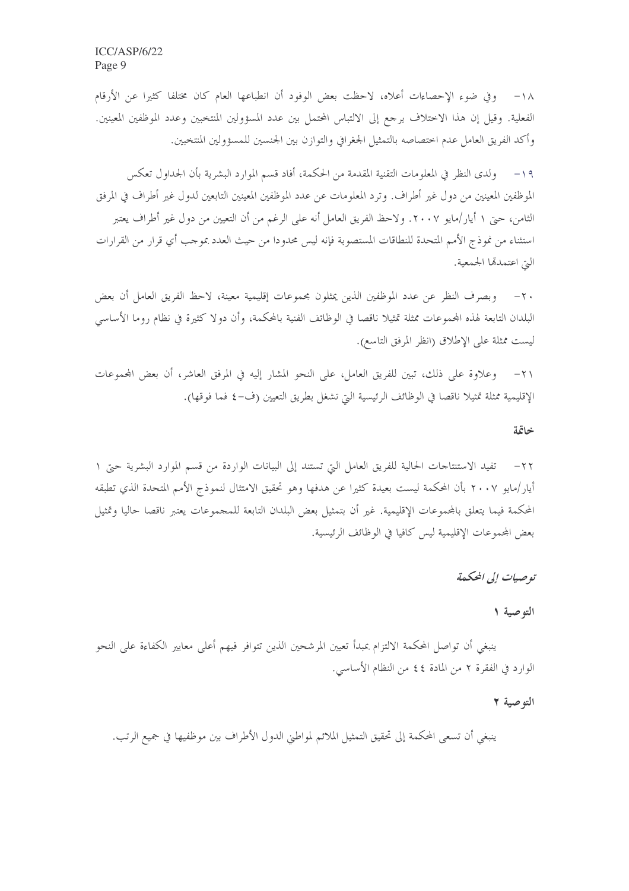١٨- وفي ضوء الإحصاءات أعلاه، لاحظت بعض الوفود أن انطباعها العام كان مختلفا كثيرا عن الأرقام الفعلية. وقيل إن هذا الاختلاف يرجع إلى الالتباس المحتمل بين عدد المسؤولين المنتخبين وعدد الموظفين المعينين. وأكد الفريق العامل عدم اختصاصه بالتمثيل الجغرافي والتوازن بين الجنسين للمسؤولين المنتخبين.

١٩- ولدى النظر في المعلومات التقنية المقدمة من الحكمة، أفاد قسم الموارد البشرية بأن الجداول تعكس الموظفين المعينين من دول غير أطراف. وترد المعلومات عن عدد الموظفين المعينين التابعين لدول غير أطراف في المرفق الثامن، حتى ١ أيار/مايو ٢٠٠٧. ولاحظ الفريق العامل أنه على الرغم من أن التعيين من دول غير أطراف يعتبر استثناء من نموذج الأمم المتحدة للنطاقات المستصوبة فإنه ليس محدودا من حيث العدد بموجب أي قرار من القرارات التي اعتمدتها الجمعية.

٢٠- وبصرف النظر عن عدد الموظفين الذين يمثلون مجموعات إقليمية معينة، لاحظ الفريق العامل أن بعض البلدان التابعة لهذه المجموعات ممثلة تمثيلا ناقصا في الوظائف الفنية بالمحكمة، وأن دولا كثيرة في نظام روما الأساسي ليست ممثلة على الإطلاق (انظر المرفق التاسع).

٢١- وعلاوة على ذلك، تبين للفريق العامل، على النحو المشار إليه في المرفق العاشر، أن بعض المجموعات الإقليمية ممثلة تمثيلا ناقصا في الوظائف الرئيسية التي تشغل بطريق التعيين (ف-٤ فما فوقها).

### خاتمة

٢٢- تفيد الاستنتاجات الحالية للفريق العامل التي تستند إلى البيانات الواردة من قسم الموارد البشرية حتى ١ أيار/مايو ٢٠٠٧ بأن المحكمة ليست بعيدة كثيرا عن هدفها وهو تحقيق الامتثال لنموذج الأمم المتحدة الذي تطبقه المحكمة فيما يتعلق بالمجموعات الإقليمية. غير أن بتمثيل بعض البلدان التابعة للمجموعات يعتبر ناقصا حاليا وتمثيل بعض المجموعات الإقليمية ليس كافيا في الوظائف الرئيسية.

### *توصيات إلى المحكمة*

**التوصية ١**

ينبغي أن تواصل المحكمة الالتزام بمبدأ تعيين المرشحين الذين تتوافر فيهم أعلى معايير الكفاءة على النحو الوارد في الفقرة ٢ من المادة ٤٤ من النظام الأساسي.

**التوصية ٢**

ينبغي أن تسعى المحكمة إلى تحقيق التمثيل الملائم لمواطني الدول الأطراف بين موظفيها في جميع الرتب.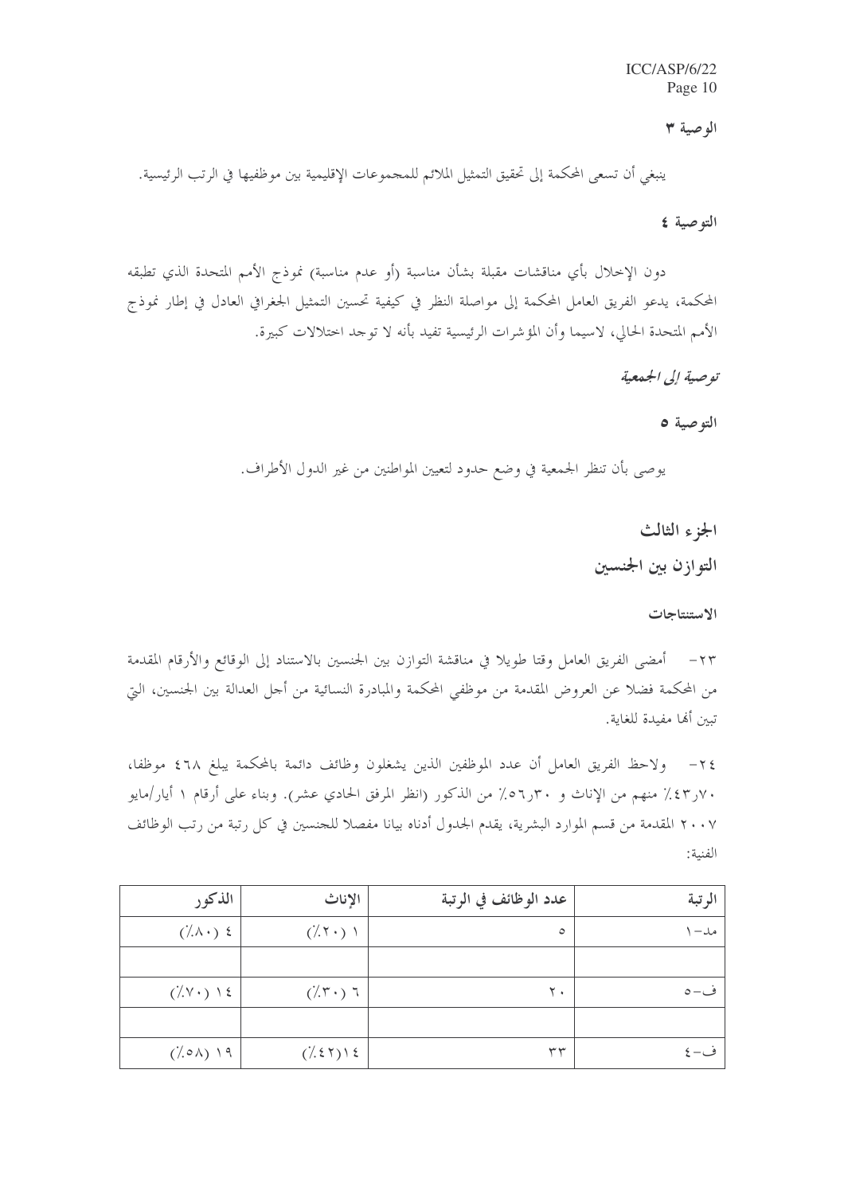الوصية ٣

ينبغي أن تسعى المحكمة إلى تحقيق التمثيل الملائم للمجموعات الإقليمية بين موظفيها في الرتب الرئيسية.

التوصية ٤

دون الإخلال بأي مناقشات مقبلة بشأن مناسبة (أو عدم مناسبة) نموذج الأمم المتحدة الذي تطبقه المحكمة، يدعو الفريق العامل المحكمة إلى مواصلة النظر في كيفية تحسين التمثيل الجغرافي العادل في إطار نموذج الأمم المتحدة الحالي، لاسيما وأن المؤشرات الرئيسية تفيد بأنه لا توجد اختلالات كبيرة.

*توصية إلى الجمعية*

التوصية ٥

يوصى بأن تنظر الجمعية في وضع حدود لتعيين المواطنين من غير الدول الأطراف.

## الجزء الثالث
## التوازن بين الجنسين

### الاستنتاجات

٢٣- أمضى الفريق العامل وقتا طويلا في مناقشة التوازن بين الجنسين بالاستناد إلى الوقائع والأرقام المقدمة من المحكمة فضلا عن العروض المقدمة من موظفي المحكمة والمبادرة النسائية من أجل العدالة بين الجنسين، التي تبين أنها مفيدة للغاية.

٢٤- ولاحظ الفريق العامل أن عدد الموظفين الذين يشغلون وظائف دائمة بالمحكمة يبلغ ٤٦٨ موظفا، ٧٠ر٤٣٪ منهم من الإناث و ٣٠ر٥٦٪ من الذكور (انظر المرفق الحادي عشر). وبناء على أرقام ١ أيار/مايو ٢٠٠٧ المقدمة من قسم الموارد البشرية، يقدم الجدول أدناه بيانا مفصلا للجنسين في كل رتبة من رتب الوظائف الفنية:

| الرتبة | عدد الوظائف في الرتبة | الإناث | الذكور |
|---|---|---|---|
| مد-١ | ٥ | ١ (٢٠٪) | ٤ (٨٠٪) |
| | | | |
| ف-٥ | ٢٠ | ٦ (٣٠٪) | ١٤ (٧٠٪) |
| | | | |
| ف-٤ | ٣٣ | ١٤(٤٢٪) | ١٩ (٥٨٪) |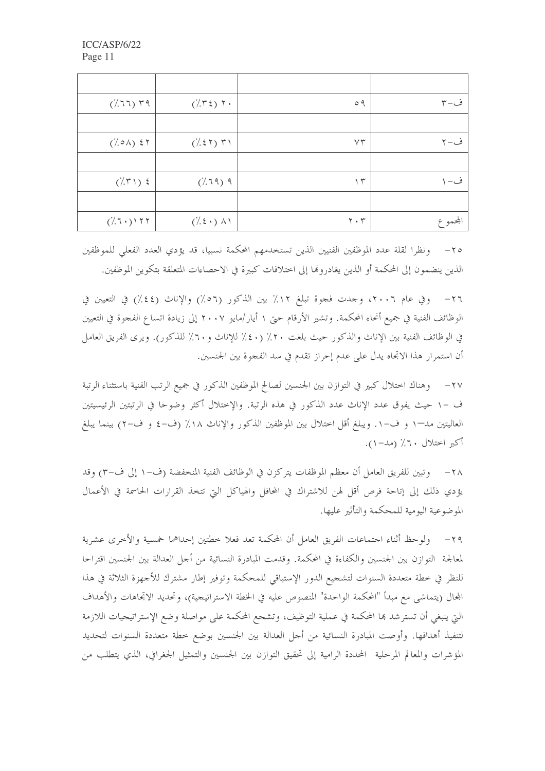| المجموع | ف-٣ | ف-٢ | ف-١ |
|---|---|---|---|
| | | | |
| ف-٣ | ٥٩ | ٢٠ (٣٤٪) | ٣٩ (٦٦٪) |
| | | | |
| ف-٢ | ٧٣ | ٣١ (٤٢٪) | ٤٢ (٥٨٪) |
| | | | |
| ف-١ | ١٣ | ٩ (٦٩٪) | ٤ (٣١٪) |
| | | | |
| المجموع | ٢٠٣ | ٨١ (٤٠٪) | ١٢٢ (٦٠٪) |

٢٥- ونظرا لقلة عدد الموظفين الفنيين الذين تستخدمهم المحكمة نسبيا، قد يؤدي العدد الفعلي للموظفين الذين ينضمون إلى المحكمة أو الذين يغادرونها إلى اختلافات كبيرة في الاحصاءات المتعلقة بتكوين الموظفين.

٢٦- وفي عام ٢٠٠٦، وجدت فجوة تبلغ ١٢٪ بين الذكور (٥٦٪) والإناث (٤٤٪) في التعيين في الوظائف الفنية في جميع أنحاء المحكمة. وتشير الأرقام حتى ١ أيار/مايو ٢٠٠٧ إلى زيادة اتساع الفجوة في التعيين في الوظائف الفنية بين الإناث والذكور حيث بلغت ٢٠٪ (٤٠٪ للإناث و٦٠٪ للذكور). ويرى الفريق العامل أن استمرار هذا الاتجاه يدل على عدم إحراز تقدم في سد الفجوة بين الجنسين.

٢٧- وهناك اختلال كبير في التوازن بين الجنسين لصالح الموظفين الذكور في جميع الرتب الفنية باستثناء الرتبة ف -١ حيث يفوق عدد الإناث عدد الذكور في هذه الرتبة. والإختلال أكثر وضوحا في الرتبتين الرئيسيتين العاليتين مد-١ و ف-١. ويبلغ أقل اختلال بين الموظفين الذكور والإناث ١٨٪ (ف-٤ و ف-٢) بينما يبلغ أكبر اختلال ٦٠٪ (مد-١).

٢٨- وتبين للفريق العامل أن معظم الموظفات يتركزن في الوظائف الفنية المنخفضة (ف-١ إلى ف-٣) وقد يؤدي ذلك إلى إتاحة فرص أقل لهن للاشتراك في المحافل والهياكل التي تتخذ القرارات الحاسمة في الأعمال الموضوعية اليومية للمحكمة والتأثير عليها.

٢٩- ولوحظ أثناء اجتماعات الفريق العامل أن المحكمة تعد فعلا خطتين إحداهما خمسية والأخرى عشرية لمعالجة التوازن بين الجنسين والكفاءة في المحكمة. وقدمت المبادرة النسائية من أجل العدالة بين الجنسين اقتراحا للنظر في خطة متعددة السنوات لتشجيع الدور الإستباقي للمحكمة وتوفير إطار مشترك للأجهزة الثلاثة في هذا المجال (يتماشى مع مبدأ "المحكمة الواحدة" المنصوص عليه في الخطة الاستراتيجية)، وتحديد الاتجاهات والأهداف التي ينبغي أن تسترشد بها المحكمة في عملية التوظيف، وتشجع المحكمة على مواصلة وضع الإستراتيجيات اللازمة لتنفيذ أهدافها. وأوصت المبادرة النسائية من أجل العدالة بين الجنسين بوضع خطة متعددة السنوات لتحديد المؤشرات والمعالم المرحلية المحددة الرامية إلى تحقيق التوازن بين الجنسين والتمثيل الجغرافي، الذي يتطلب من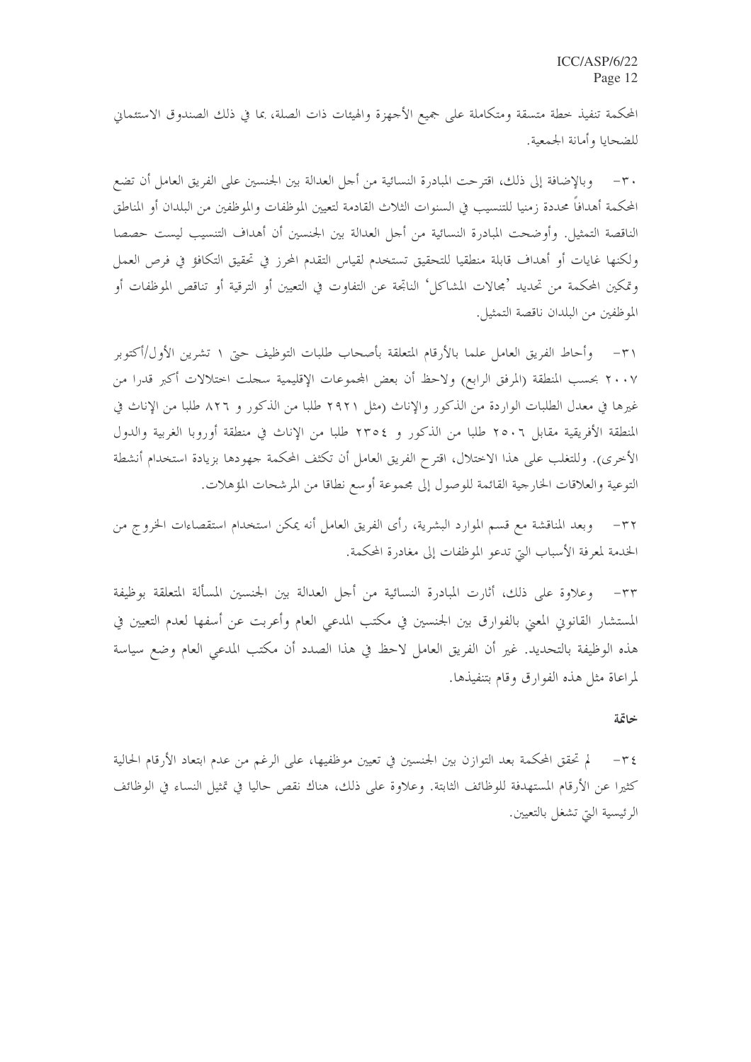المحكمة تنفيذ خطة متسقة ومتكاملة على جميع الأجهزة والهيئات ذات الصلة، بما في ذلك الصندوق الاستئماني للضحايا وأمانة الجمعية.

٣٠- وبالإضافة إلى ذلك، اقترحت المبادرة النسائية من أجل العدالة بين الجنسين على الفريق العامل أن تضع المحكمة أهدافاً محددة زمنيا للتنسيب في السنوات الثلاث القادمة لتعيين الموظفات والموظفين من البلدان أو المناطق الناقصة التمثيل. وأوضحت المبادرة النسائية من أجل العدالة بين الجنسين أن أهداف التنسيب ليست حصصا ولكنها غايات أو أهداف قابلة منطقيا للتحقيق تستخدم لقياس التقدم المحرز في تحقيق التكافؤ في فرص العمل وتمكين المحكمة من تحديد 'مجالات المشاكل' الناتجة عن التفاوت في التعيين أو الترقية أو تناقص الموظفات أو الموظفين من البلدان ناقصة التمثيل.

٣١- وأحاط الفريق العامل علما بالأرقام المتعلقة بأصحاب طلبات التوظيف حتى ١ تشرين الأول/أكتوبر ٢٠٠٧ بحسب المنطقة (المرفق الرابع) ولاحظ أن بعض المجموعات الإقليمية سجلت اختلالات أكبر قدرا من غيرها في معدل الطلبات الواردة من الذكور والإناث (مثل ٢٩٢١ طلبا من الذكور و ٨٢٦ طلبا من الإناث في المنطقة الأفريقية مقابل ٢٥٠٦ طلبا من الذكور و ٢٣٥٤ طلبا من الإناث في منطقة أوروبا الغربية والدول الأخرى). وللتغلب على هذا الاختلال، اقترح الفريق العامل أن تكثف المحكمة جهودها بزيادة استخدام أنشطة التوعية والعلاقات الخارجية القائمة للوصول إلى مجموعة أوسع نطاقا من المرشحات المؤهلات.

٣٢- وبعد المناقشة مع قسم الموارد البشرية، رأى الفريق العامل أنه يمكن استخدام استقصاءات الخروج من الخدمة لمعرفة الأسباب التي تدعو الموظفات إلى مغادرة المحكمة.

٣٣- وعلاوة على ذلك، أثارت المبادرة النسائية من أجل العدالة بين الجنسين المسألة المتعلقة بوظيفة المستشار القانوني المعني بالفوارق بين الجنسين في مكتب المدعي العام وأعربت عن أسفها لعدم التعيين في هذه الوظيفة بالتحديد. غير أن الفريق العامل لاحظ في هذا الصدد أن مكتب المدعي العام وضع سياسة لمراعاة مثل هذه الفوارق وقام بتنفيذها.

### خاتمة

٣٤- لم تحقق المحكمة بعد التوازن بين الجنسين في تعيين موظفيها، على الرغم من عدم ابتعاد الأرقام الحالية كثيرا عن الأرقام المستهدفة للوظائف الثابتة. وعلاوة على ذلك، هناك نقص حاليا في تمثيل النساء في الوظائف الرئيسية التي تشغل بالتعيين.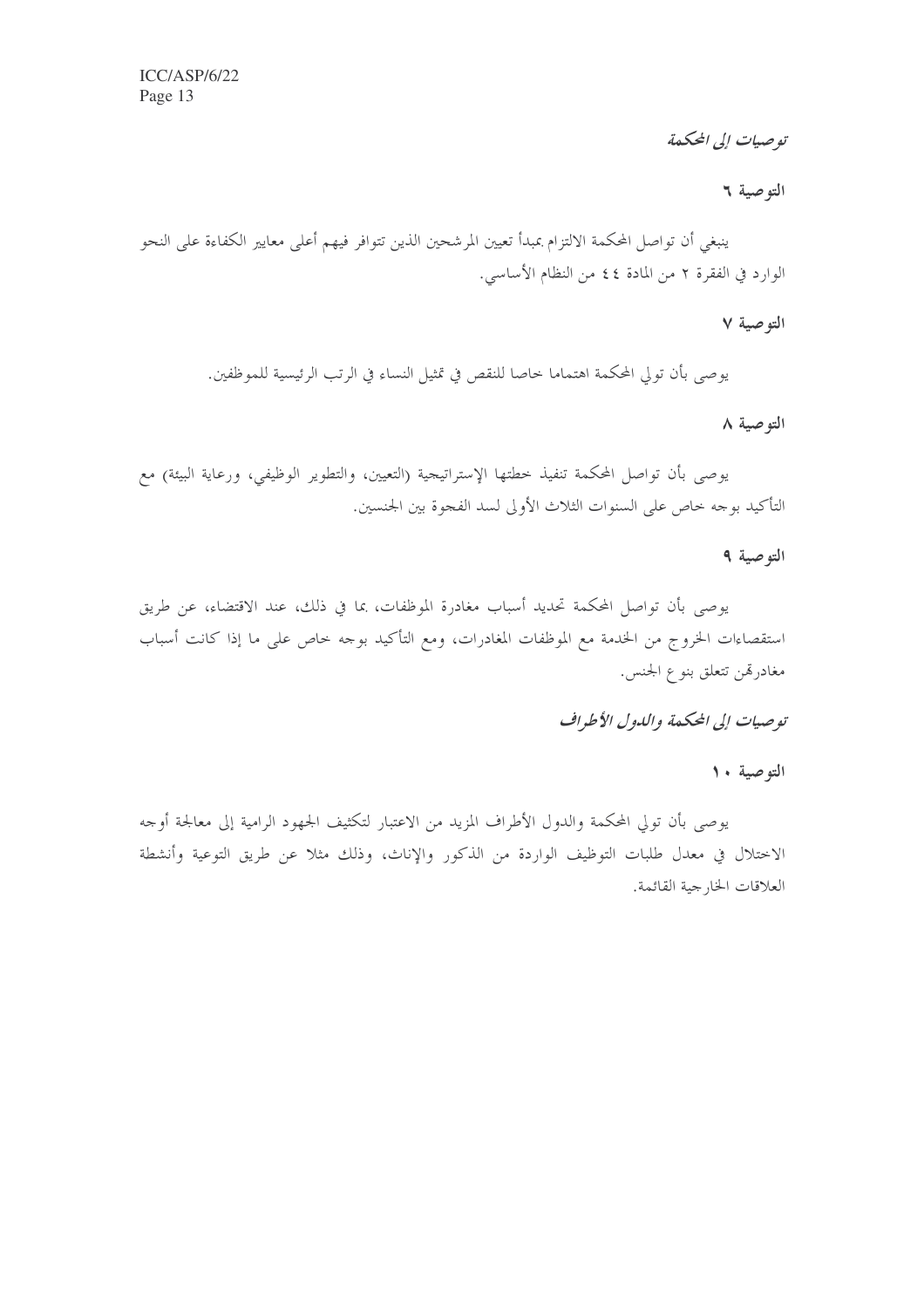*توصيات إلى المحكمة*

**التوصية ٦**

ينبغي أن تواصل المحكمة الالتزام بمبدأ تعيين المرشحين الذين تتوافر فيهم أعلى معايير الكفاءة على النحو الوارد في الفقرة ٢ من المادة ٤٤ من النظام الأساسي.

**التوصية ٧**

يوصى بأن تولي المحكمة اهتماما خاصا للنقص في تمثيل النساء في الرتب الرئيسية للموظفين.

**التوصية ٨**

يوصى بأن تواصل المحكمة تنفيذ خطتها الإستراتيجية (التعيين، والتطوير الوظيفي، ورعاية البيئة) مع التأكيد بوجه خاص على السنوات الثلاث الأولى لسد الفجوة بين الجنسين.

**التوصية ٩**

يوصى بأن تواصل المحكمة تحديد أسباب مغادرة الموظفات، بما في ذلك، عند الاقتضاء، عن طريق استقصاءات الخروج من الخدمة مع الموظفات المغادرات، ومع التأكيد بوجه خاص على ما إذا كانت أسباب مغادرتهن تتعلق بنوع الجنس.

*توصيات إلى المحكمة والدول الأطراف*

**التوصية ١٠**

يوصى بأن تولي المحكمة والدول الأطراف المزيد من الاعتبار لتكثيف الجهود الرامية إلى معالجة أوجه الاختلال في معدل طلبات التوظيف الواردة من الذكور والإناث، وذلك مثلا عن طريق التوعية وأنشطة العلاقات الخارجية القائمة.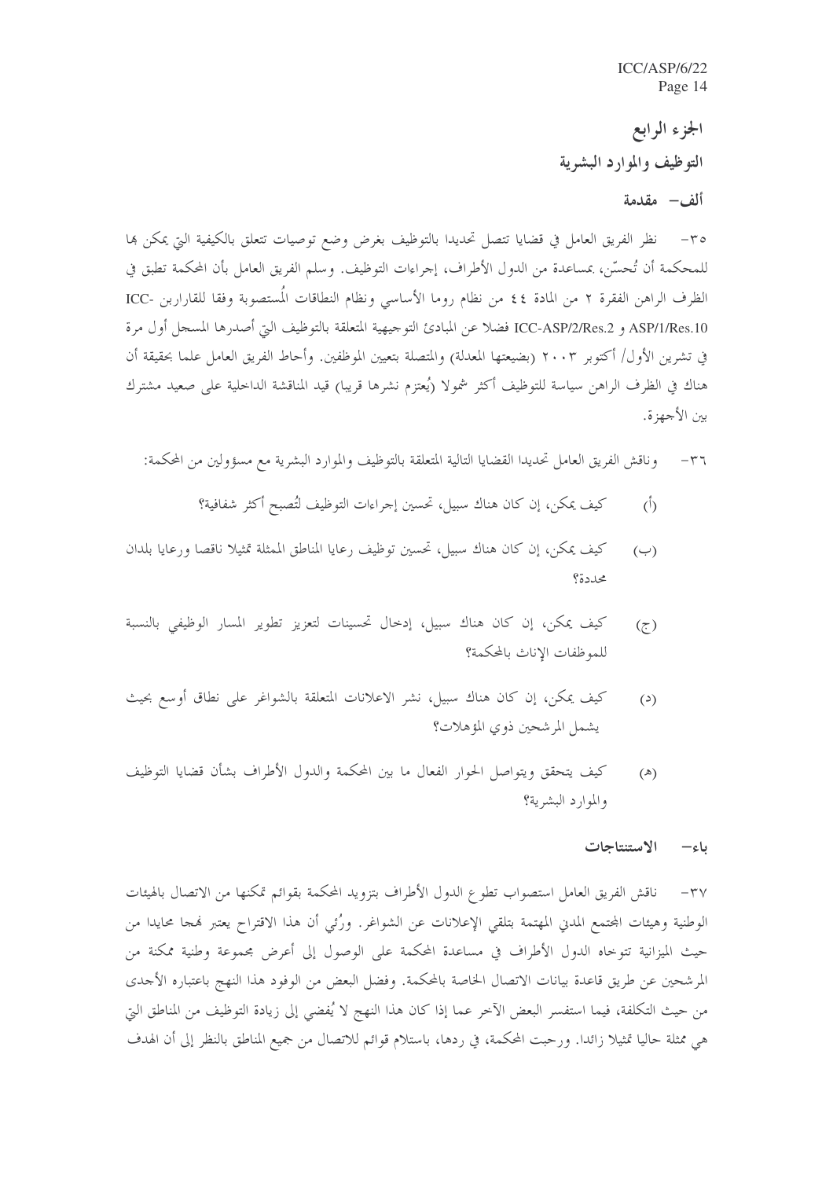# الجزء الرابع

# التوظيف والموارد البشرية

## ألف– مقدمة

٣٥– نظر الفريق العامل في قضايا تتصل تحديدا بالتوظيف بغرض وضع توصيات تتعلق بالكيفية التي يمكن بها للمحكمة أن تُحسّن، بمساعدة من الدول الأطراف، إجراءات التوظيف. وسلم الفريق العامل بأن المحكمة تطبق في الظرف الراهن الفقرة ٢ من المادة ٤٤ من نظام روما الأساسي ونظام النطاقات المُستصوبة وفقا للقرارين ICC-ASP/1/Res.10 و ICC-ASP/2/Res.2 فضلا عن المبادئ التوجيهية المتعلقة بالتوظيف التي أصدرها المسجل أول مرة في تشرين الأول/ أكتوبر ٢٠٠٣ (بضيعتها المعدلة) والمتصلة بتعيين الموظفين. وأحاط الفريق العامل علما بحقيقة أن هناك في الظرف الراهن سياسة للتوظيف أكثر شمولا (يُعتزم نشرها قريبا) قيد المناقشة الداخلية على صعيد مشترك بين الأجهزة.

٣٦– وناقش الفريق العامل تحديدا القضايا التالية المتعلقة بالتوظيف والموارد البشرية مع مسؤولين من المحكمة:

(أ) كيف يمكن، إن كان هناك سبيل، تحسين إجراءات التوظيف لتُصبح أكثر شفافية؟

(ب) كيف يمكن، إن كان هناك سبيل، تحسين توظيف رعايا المناطق الممثلة تمثيلا ناقصا ورعايا بلدان محددة؟

(ج) كيف يمكن، إن كان هناك سبيل، إدخال تحسينات لتعزيز تطوير المسار الوظيفي بالنسبة للموظفات الإناث بالمحكمة؟

(د) كيف يمكن، إن كان هناك سبيل، نشر الاعلانات المتعلقة بالشواغر على نطاق أوسع بحيث يشمل المرشحين ذوي المؤهلات؟

(هـ) كيف يتحقق ويتواصل الحوار الفعال ما بين المحكمة والدول الأطراف بشأن قضايا التوظيف والموارد البشرية؟

## باء– الاستنتاجات

٣٧– ناقش الفريق العامل استصواب تطوع الدول الأطراف بتزويد المحكمة بقوائم تمكنها من الاتصال بالهيئات الوطنية وهيئات المجتمع المدني المهتمة بتلقي الإعلانات عن الشواغر. ورُئي أن هذا الاقتراح يعتبر نهجا محايدا من حيث الميزانية تتوخاه الدول الأطراف في مساعدة المحكمة على الوصول إلى أعرض مجموعة وطنية ممكنة من المرشحين عن طريق قاعدة بيانات الاتصال الخاصة بالمحكمة. وفضل البعض من الوفود هذا النهج باعتباره الأجدى من حيث التكلفة، فيما استفسر البعض الآخر عما إذا كان هذا النهج لا يُفضي إلى زيادة التوظيف من المناطق التي هي ممثلة حاليا تمثيلا زائدا. ورحبت المحكمة، في ردها، باستلام قوائم للاتصال من جميع المناطق بالنظر إلى أن الهدف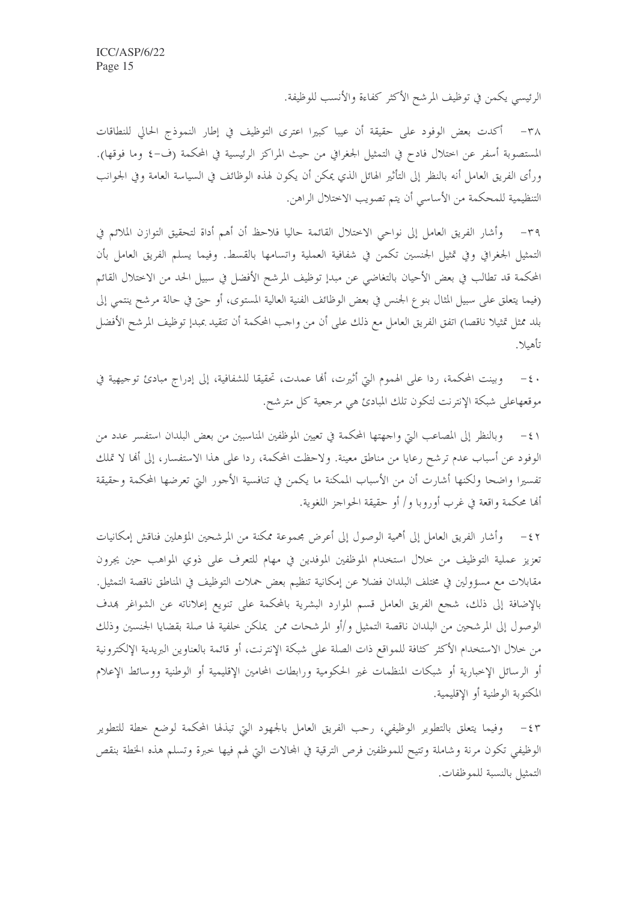الرئيسي يكمن في توظيف المرشح الأكثر كفاءة والأنسب للوظيفة.

٣٨- أكدت بعض الوفود على حقيقة أن عيبا كبيرا اعترى التوظيف في إطار النموذج الحالي للنطاقات المستصوبة أسفر عن اختلال فادح في التمثيل الجغرافي من حيث المراكز الرئيسية في المحكمة (ف-٤ وما فوقها). ورأى الفريق العامل أنه بالنظر إلى التأثير الهائل الذي يمكن أن يكون لهذه الوظائف في السياسة العامة وفي الجوانب التنظيمية للمحكمة من الأساسي أن يتم تصويب الاختلال الراهن.

٣٩- وأشار الفريق العامل إلى نواحي الاختلال القائمة حاليا فلاحظ أن أهم أداة لتحقيق التوازن الملائم في التمثيل الجغرافي وفي تمثيل الجنسين تكمن في شفافية العملية واتسامها بالقسط. وفيما يسلم الفريق العامل بأن المحكمة قد تطالب في بعض الأحيان بالتغاضي عن مبدإ توظيف المرشح الأفضل في سبيل الحد من الاختلال القائم (فيما يتعلق على سبيل المثال بنوع الجنس في بعض الوظائف الفنية العالية المستوى، أو حتى في حالة مرشح ينتمي إلى بلد ممثل تمثيلا ناقصا) اتفق الفريق العامل مع ذلك على أن من واجب المحكمة أن تتقيد بمبدإ توظيف المرشح الأفضل تأهيلا.

٤٠- وبينت المحكمة، ردا على الهموم التي أثيرت، أنها عمدت، تحقيقا للشفافية، إلى إدراج مبادئ توجيهية في موقعهاعلى شبكة الإنترنت لتكون تلك المبادئ هي مرجعية كل مترشح.

٤١- وبالنظر إلى المصاعب التي واجهتها المحكمة في تعيين الموظفين المناسبين من بعض البلدان استفسر عدد من الوفود عن أسباب عدم ترشح رعايا من مناطق معينة. ولاحظت المحكمة، ردا على هذا الاستفسار، إلى أنها لا تملك تفسيرا واضحا ولكنها أشارت أن من الأسباب الممكنة ما يكمن في تنافسية الأجور التي تعرضها المحكمة وحقيقة أنها محكمة واقعة في غرب أوروبا و/ أو حقيقة الحواجز اللغوية.

٤٢- وأشار الفريق العامل إلى أهمية الوصول إلى أعرض مجموعة ممكنة من المرشحين المؤهلين فناقش إمكانيات تعزيز عملية التوظيف من خلال استخدام الموظفين الموفدين في مهام للتعرف على ذوي المواهب حين يجرون مقابلات مع مسؤولين في مختلف البلدان فضلا عن إمكانية تنظيم بعض حملات التوظيف في المناطق ناقصة التمثيل. بالإضافة إلى ذلك، شجع الفريق العامل قسم الموارد البشرية بالمحكمة على تنويع إعلاناته عن الشواغر بهدف الوصول إلى المرشحين من البلدان ناقصة التمثيل و/أو المرشحات ممن يملكن خلفية لها صلة بقضايا الجنسين وذلك من خلال الاستخدام الأكثر كثافة للمواقع ذات الصلة على شبكة الإنترنت، أو قائمة بالعناوين البريدية الإلكترونية أو الرسائل الإخبارية أو شبكات المنظمات غير الحكومية ورابطات المحامين الإقليمية أو الوطنية ووسائط الإعلام المكتوبة الوطنية أو الإقليمية.

٤٣- وفيما يتعلق بالتطوير الوظيفي، رحب الفريق العامل بالجهود التي تبذلها المحكمة لوضع خطة للتطوير الوظيفي تكون مرنة وشاملة وتتيح للموظفين فرص الترقية في المجالات التي لهم فيها خبرة وتسلم هذه الخطة بنقص التمثيل بالنسبة للموظفات.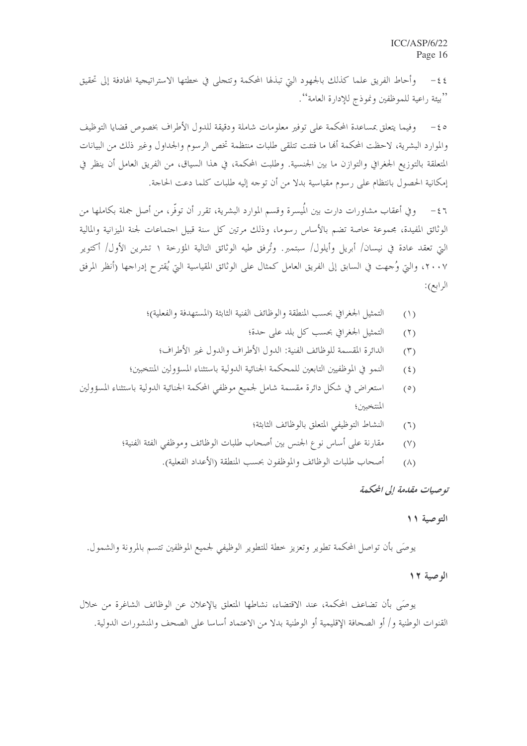٤٤- وأحاط الفريق علما كذلك بالجهود التي تبذلها المحكمة وتتجلى في خطتها الاستراتيجية الهادفة إلى تحقيق ''بيئة راعية للموظفين ونموذج للإدارة العامة''.

٤٥- وفيما يتعلق بمساعدة المحكمة على توفير معلومات شاملة ودقيقة للدول الأطراف بخصوص قضايا التوظيف والموارد البشرية، لاحظت المحكمة أنها ما فتئت تتلقى طلبات منتظمة تخص الرسوم والجداول وغير ذلك من البيانات المتعلقة بالتوزيع الجغرافي والتوازن ما بين الجنسية. وطلبت المحكمة، في هذا السياق، من الفريق العامل أن ينظر في إمكانية الحصول بانتظام على رسوم مقياسية بدلا من أن توجه إليه طلبات كلما دعت الحاجة.

٤٦- وفي أعقاب مشاورات دارت بين المُيسرة وقسم الموارد البشرية، تقرر أن توفّر، من أصل جملة بكاملها من الوثائق المفيدة، مجموعة خاصة تضم بالأساس رسوما، وذلك مرتين كل سنة قبيل اجتماعات لجنة الميزانية والمالية التي تعقد عادة في نيسان/ أبريل وأيلول/ سبتمبر. وتُرفق طيه الوثائق التالية المؤرخة ١ تشرين الأول/ أكتوبر ٢٠٠٧، والتي وُجهت في السابق إلى الفريق العامل كمثال على الوثائق المقياسية التي يُقترح إدراجها (أنظر المرفق الرابع):

(١) التمثيل الجغرافي بحسب المنطقة والوظائف الفنية الثابتة (المستهدفة والفعلية)؛

(٢) التمثيل الجغرافي بحسب كل بلد على حدة؛

(٣) الدائرة المقسمة للوظائف الفنية: الدول الأطراف والدول غير الأطراف؛

(٤) النمو في الموظفين التابعين للمحكمة الجنائية الدولية باستثناء المسؤولين المنتخبين؛

(٥) استعراض في شكل دائرة مقسمة شامل لجميع موظفي المحكمة الجنائية الدولية باستثناء المسؤولين المنتخبين؛

(٦) النشاط التوظيفي المتعلق بالوظائف الثابتة؛

(٧) مقارنة على أساس نوع الجنس بين أصحاب طلبات الوظائف وموظفي الفئة الفنية؛

(٨) أصحاب طلبات الوظائف والموظفون بحسب المنطقة (الأعداد الفعلية).

### *توصيات مقدمة إلى المحكمة*

**التوصية ١١**

يوصَى بأن تواصل المحكمة تطوير وتعزيز خطة للتطوير الوظيفي لجميع الموظفين تتسم بالمرونة والشمول.

**الوصية ١٢**

يوصَى بأن تضاعف المحكمة، عند الاقتضاء، نشاطها المتعلق بالإعلان عن الوظائف الشاغرة من خلال القنوات الوطنية و/ أو الصحافة الإقليمية أو الوطنية بدلا من الاعتماد أساسا على الصحف والمنشورات الدولية.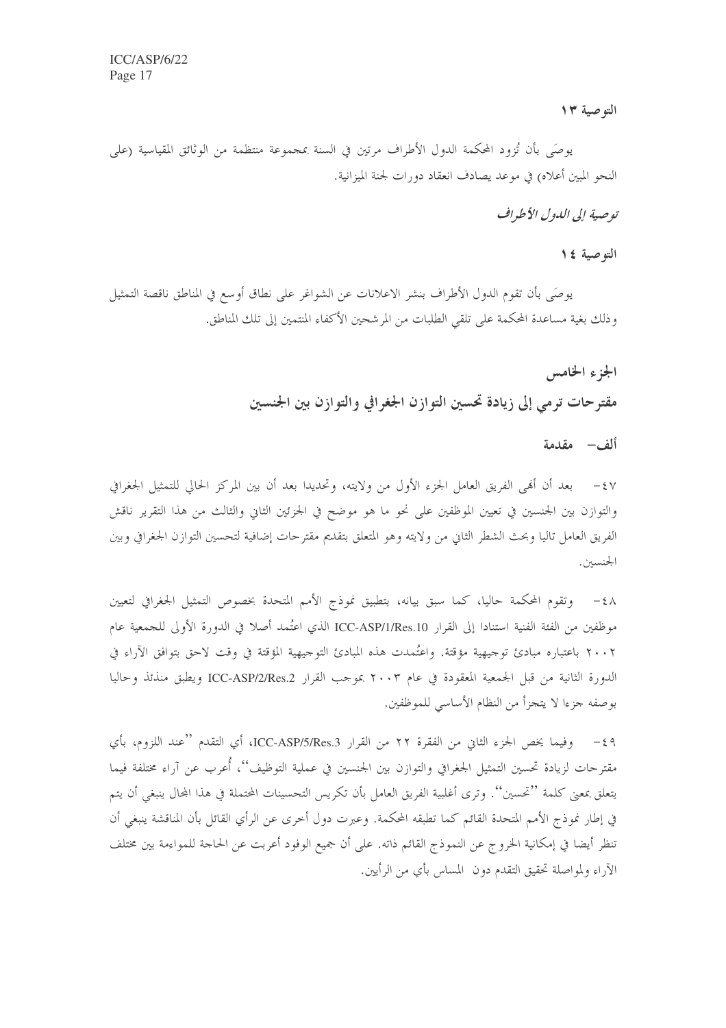التوصية ١٣

يوصَى بأن تُزود المحكمة الدول الأطراف مرتين في السنة بمجموعة منتظمة من الوثائق المقياسية (على النحو المبين أعلاه) في موعد يصادف انعقاد دورات لجنة الميزانية.

*توصية إلى الدول الأطراف*

التوصية ١٤

يوصَى بأن تقوم الدول الأطراف بنشر الاعلانات عن الشواغر على نطاق أوسع في المناطق ناقصة التمثيل وذلك بغية مساعدة المحكمة على تلقي الطلبات من المرشحين الأكفاء المنتمين إلى تلك المناطق.

## الجزء الخامس
## مقترحات ترمي إلى زيادة تحسين التوازن الجغرافي والتوازن بين الجنسين

### ألف– مقدمة

٤٧– بعد أن أنهى الفريق العامل الجزء الأول من ولايته، وتحديدا بعد أن بين المركز الحالي للتمثيل الجغرافي والتوازن بين الجنسين في تعيين الموظفين على نحو ما هو موضح في الجزئين الثاني والثالث من هذا التقرير ناقش الفريق العامل تاليا وبحث الشطر الثاني من ولايته وهو المتعلق بتقديم مقترحات إضافية لتحسين التوازن الجغرافي وبين الجنسين.

٤٨– وتقوم المحكمة حاليا، كما سبق بيانه، بتطبيق نموذج الأمم المتحدة بخصوص التمثيل الجغرافي لتعيين موظفين من الفئة الفنية استنادا إلى القرار ICC-ASP/1/Res.10 الذي اعتُمد أصلا في الدورة الأولى للجمعية عام ٢٠٠٢ باعتباره مبادئ توجيهية مؤقتة. واعتُمدت هذه المبادئ التوجيهية المؤقتة في وقت لاحق بتوافق الآراء في الدورة الثانية من قبل الجمعية المعقودة في عام ٢٠٠٣ بموجب القرار ICC-ASP/2/Res.2 ويطبق منذئذ وحاليا بوصفه جزءا لا يتجزأ من النظام الأساسي للموظفين.

٤٩– وفيما يخص الجزء الثاني من الفقرة ٢٢ من القرار ICC-ASP/5/Res.3، أي التقدم ''عند اللزوم، بأي مقترحات لزيادة تحسين التمثيل الجغرافي والتوازن بين الجنسين في عملية التوظيف''، أُعرب عن آراء مختلفة فيما يتعلق بمعنى كلمة ''تحسين''. وترى أغلبية الفريق العامل بأن تكريس التحسينات المحتملة في هذا المجال ينبغي أن يتم في إطار نموذج الأمم المتحدة القائم كما تطبقه المحكمة. وعبرت دول أخرى عن الرأي القائل بأن المناقشة ينبغي أن تنظر أيضا في إمكانية الخروج عن النموذج القائم ذاته. على أن جميع الوفود أعربت عن الحاجة للمواءمة بين مختلف الآراء ولمواصلة تحقيق التقدم دون المساس بأي من الرأيين.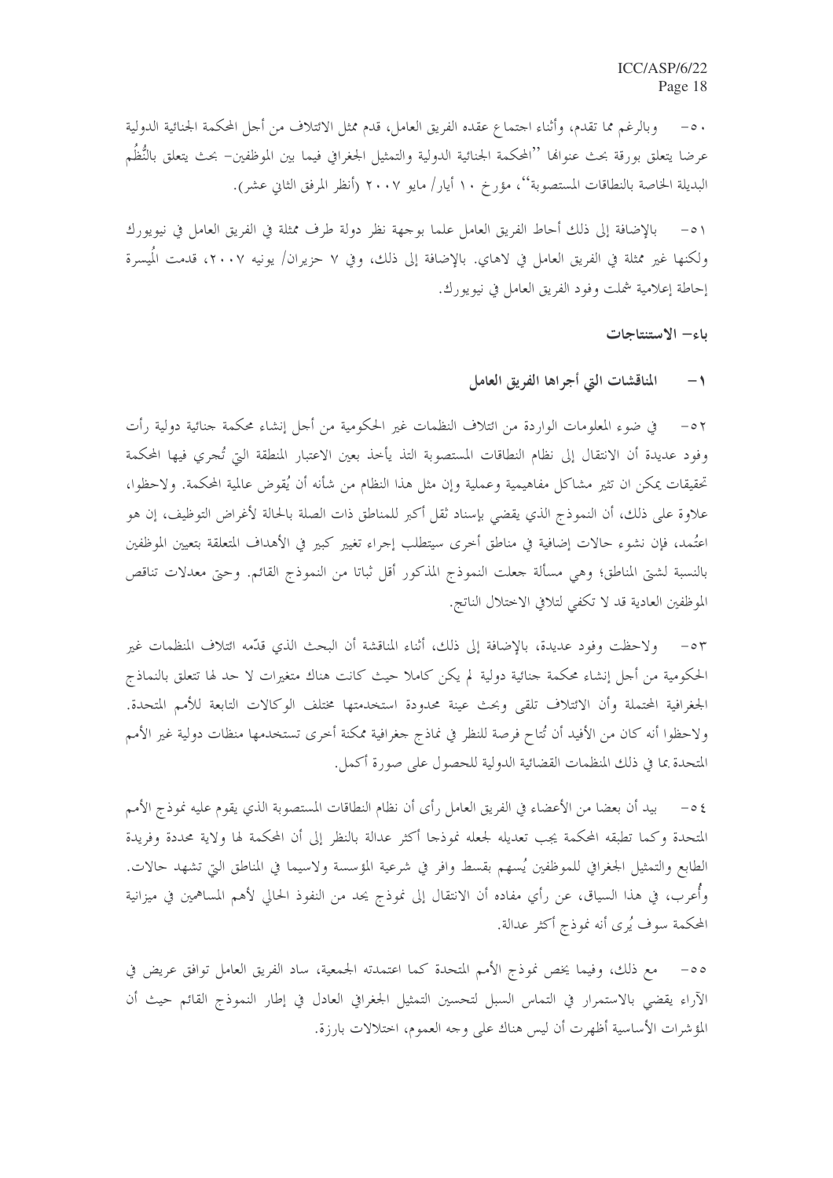٥٠- وبالرغم مما تقدم، وأثناء اجتماع عقده الفريق العامل، قدم ممثل الائتلاف من أجل المحكمة الجنائية الدولية عرضا يتعلق بورقة بحث عنوانها ''المحكمة الجنائية الدولية والتمثيل الجغرافي فيما بين الموظفين- بحث يتعلق بالنُّظُم البديلة الخاصة بالنطاقات المستصوبة''، مؤرخ ١٠ أيار/ مايو ٢٠٠٧ (أنظر المرفق الثاني عشر).

٥١- بالإضافة إلى ذلك أحاط الفريق العامل علما بوجهة نظر دولة طرف ممثلة في الفريق العامل في نيويورك ولكنها غير ممثلة في الفريق العامل في لاهاي. بالإضافة إلى ذلك، وفي ٧ حزيران/ يونيه ٢٠٠٧، قدمت المُيسرة إحاطة إعلامية شملت وفود الفريق العامل في نيويورك.

## باء- الاستنتاجات

### ١- المناقشات التي أجراها الفريق العامل

٥٢- في ضوء المعلومات الواردة من ائتلاف النظمات غير الحكومية من أجل إنشاء محكمة جنائية دولية رأت وفود عديدة أن الانتقال إلى نظام النطاقات المستصوبة الذ يأخذ بعين الاعتبار المنطقة التي تُجري فيها المحكمة تحقيقات يمكن ان تثير مشاكل مفاهيمية وعملية وإن مثل هذا النظام من شأنه أن يُقوض عالمية المحكمة. ولاحظوا، علاوة على ذلك، أن النموذج الذي يقضي بإسناد ثقل أكبر للمناطق ذات الصلة بالحالة لأغراض التوظيف، إن هو اعتُمد، فإن نشوء حالات إضافية في مناطق أخرى سيتطلب إجراء تغيير كبير في الأهداف المتعلقة بتعيين الموظفين بالنسبة لشتى المناطق؛ وهي مسألة جعلت النموذج المذكور أقل ثباتا من النموذج القائم. وحتى معدلات تناقص الموظفين العادية قد لا تكفي لتلافي الاختلال الناتج.

٥٣- ولاحظت وفود عديدة، بالإضافة إلى ذلك، أثناء المناقشة أن البحث الذي قدّمه ائتلاف المنظمات غير الحكومية من أجل إنشاء محكمة جنائية دولية لم يكن كاملا حيث كانت هناك متغيرات لا حد لها تتعلق بالنماذج الجغرافية المحتملة وأن الائتلاف تلقى وبحث عينة محدودة استخدمتها مختلف الوكالات التابعة للأمم المتحدة. ولاحظوا أنه كان من الأفيد أن تُتاح فرصة للنظر في نماذج جغرافية ممكنة أخرى تستخدمها منظات دولية غير الأمم المتحدة بما في ذلك المنظمات القضائية الدولية للحصول على صورة أكمل.

٥٤- بيد أن بعضا من الأعضاء في الفريق العامل رأى أن نظام النطاقات المستصوبة الذي يقوم عليه نموذج الأمم المتحدة وكما تطبقه المحكمة يجب تعديله لجعله نموذجا أكثر عدالة بالنظر إلى أن المحكمة لها ولاية محددة وفريدة الطابع والتمثيل الجغرافي للموظفين يُسهم بقسط وافر في شرعية المؤسسة ولاسيما في المناطق التي تشهد حالات. وأُعرب، في هذا السياق، عن رأي مفاده أن الانتقال إلى نموذج يحد من النفوذ الحالي لأهم المساهمين في ميزانية المحكمة سوف يُرى أنه نموذج أكثر عدالة.

٥٥- مع ذلك، وفيما يخص نموذج الأمم المتحدة كما اعتمدته الجمعية، ساد الفريق العامل توافق عريض في الآراء يقضي بالاستمرار في التماس السبل لتحسين التمثيل الجغرافي العادل في إطار النموذج القائم حيث أن المؤشرات الأساسية أظهرت أن ليس هناك على وجه العموم، اختلالات بارزة.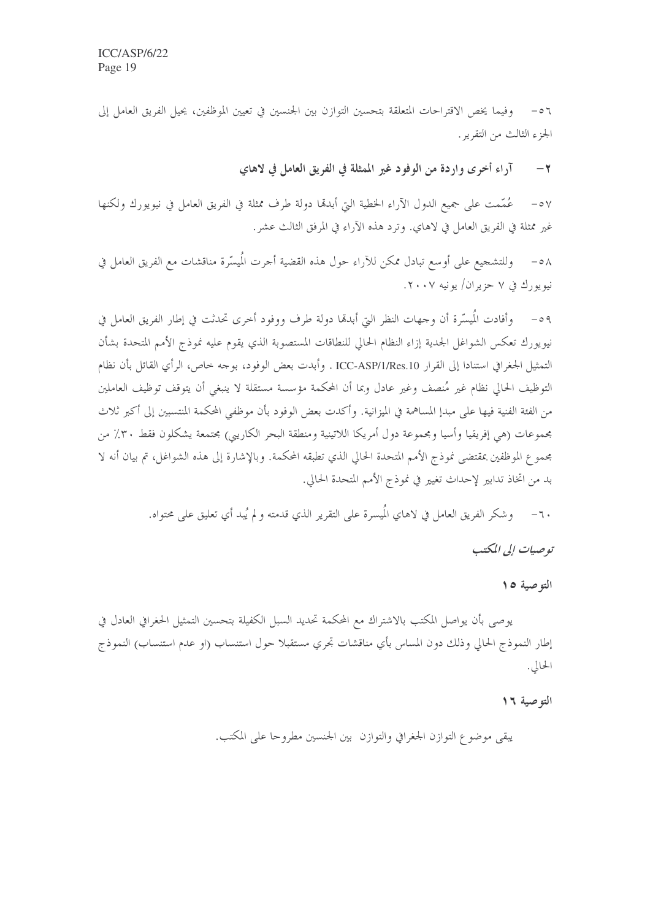٥٦- وفيما يخص الاقتراحات المتعلقة بتحسين التوازن بين الجنسين في تعيين الموظفين، يحيل الفريق العامل إلى الجزء الثالث من التقرير.

### ٢- آراء أخرى واردة من الوفود غير الممثلة في الفريق العامل في لاهاي

٥٧- عُمّمت على جميع الدول الآراء الخطية التي أبدتها دولة طرف ممثلة في الفريق العامل في نيويورك ولكنها غير ممثلة في الفريق العامل في لاهاي. وترد هذه الآراء في المرفق الثالث عشر.

٥٨- وللتشجيع على أوسع تبادل ممكن للآراء حول هذه القضية أجرت المُيسّرة مناقشات مع الفريق العامل في نيويورك في ٧ حزيران/ يونيه ٢٠٠٧.

٥٩- وأفادت المُيسّرة أن وجهات النظر التي أبدتها دولة طرف ووفود أخرى تحدثت في إطار الفريق العامل في نيويورك تعكس الشواغل الجدية إزاء النظام الحالي للنطاقات المستصوبة الذي يقوم عليه نموذج الأمم المتحدة بشأن التمثيل الجغرافي استنادا إلى القرار ICC-ASP/1/Res.10 . وأبدت بعض الوفود، بوجه خاص، الرأي القائل بأن نظام التوظيف الحالي نظام غير مُنصف وغير عادل وبما أن المحكمة مؤسسة مستقلة لا ينبغي أن يتوقف توظيف العاملين من الفئة الفنية فيها على مبدإ المساهمة في الميزانية. وأكدت بعض الوفود بأن موظفي المحكمة المنتسبين إلى أكبر ثلاث مجموعات (هي إفريقيا وآسيا ومجموعة دول أمريكا اللاتينية ومنطقة البحر الكاريبي) مجتمعة يشكلون فقط ٣٠٪ من مجموع الموظفين بمقتضى نموذج الأمم المتحدة الحالي الذي تطبقه المحكمة. وبالإشارة إلى هذه الشواغل، تم بيان أنه لا بد من اتخاذ تدابير لإحداث تغيير في نموذج الأمم المتحدة الحالي.

٦٠- وشكر الفريق العامل في لاهاي المُيسرة على التقرير الذي قدمته و لم يُبد أي تعليق على محتواه.

***توصيات إلى المكتب***

**التوصية ١٥**

يوصى بأن يواصل المكتب بالاشتراك مع المحكمة تحديد السبل الكفيلة بتحسين التمثيل الجغرافي العادل في إطار النموذج الحالي وذلك دون المساس بأي مناقشات تجري مستقبلا حول استنساب (او عدم استنساب) النموذج الحالي.

**التوصية ١٦**

يبقى موضوع التوازن الجغرافي والتوازن بين الجنسين مطروحا على المكتب.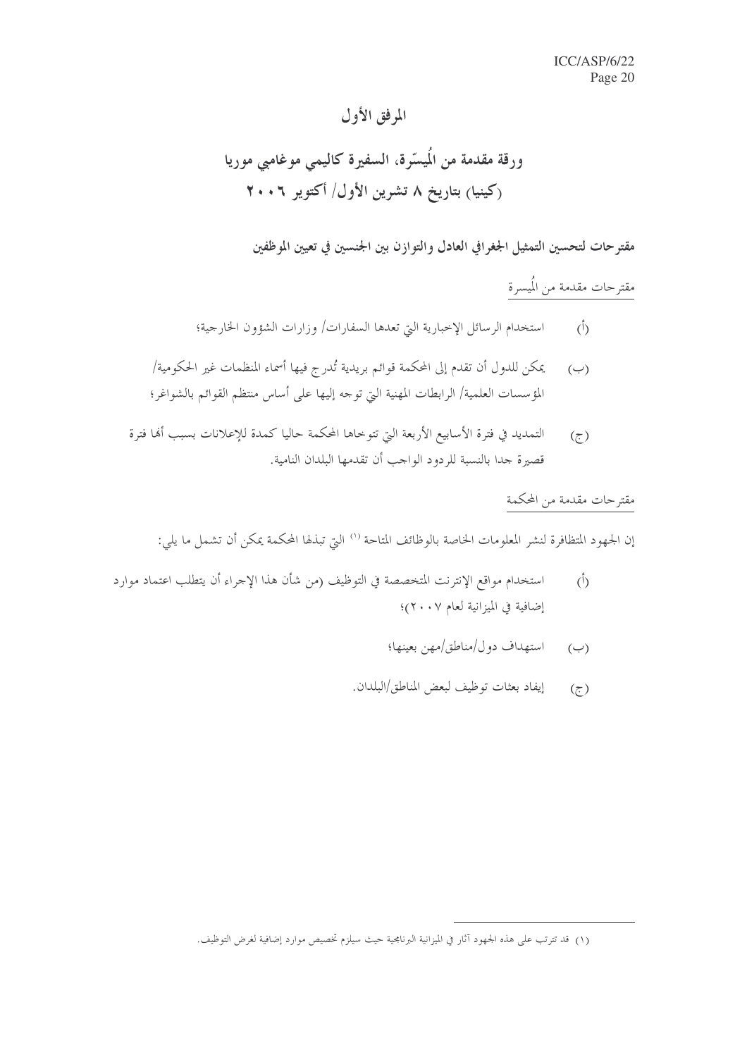# المرفق الأول

## ورقة مقدمة من المُيسّرة، السفيرة كاليمي موغامبي موريا (كينيا) بتاريخ ٨ تشرين الأول/ أكتوبر ٢٠٠٦

### مقترحات لتحسين التمثيل الجغرافي العادل والتوازن بين الجنسين في تعيين الموظفين

مقترحات مقدمة من المُيسرة

(أ) استخدام الرسائل الإخبارية التي تعدها السفارات/ وزارات الشؤون الخارجية؛

(ب) يمكن للدول أن تقدم إلى المحكمة قوائم بريدية تُدرج فيها أسماء المنظمات غير الحكومية/ المؤسسات العلمية/ الرابطات المهنية التي توجه إليها على أساس منتظم القوائم بالشواغر؛

(ج) التمديد في فترة الأسابيع الأربعة التي تتوخاها المحكمة حاليا كمدة للإعلانات بسبب أنها فترة قصيرة جدا بالنسبة للردود الواجب أن تقدمها البلدان النامية.

مقترحات مقدمة من المحكمة

إن الجهود المتظافرة لنشر المعلومات الخاصة بالوظائف المتاحة [(١)] التي تبذلها المحكمة يمكن أن تشمل ما يلي:

(أ) استخدام مواقع الإنترنت المتخصصة في التوظيف (من شأن هذا الإجراء أن يتطلب اعتماد موارد إضافية في الميزانية لعام ٢٠٠٧)؛

(ب) استهداف دول/مناطق/مهن بعينها؛

(ج) إيفاد بعثات توظيف لبعض المناطق/البلدان.

---

(١) قد تترتب على هذه الجهود آثار في الميزانية البرنامجية حيث سيلزم تخصيص موارد إضافية لغرض التوظيف.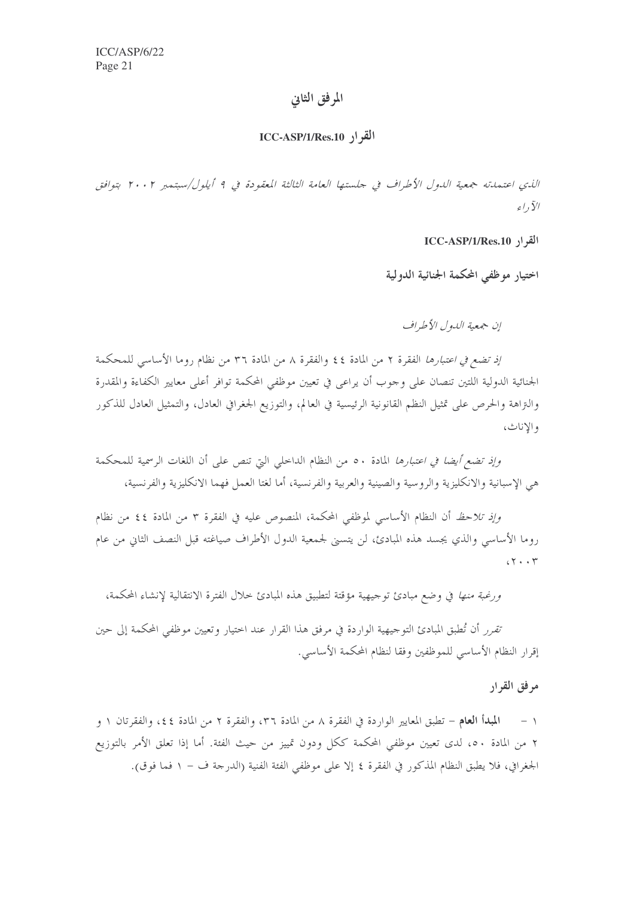## المرفق الثاني

### القرار ICC-ASP/1/Res.10

*الذي اعتمدته جمعية الدول الأطراف في جلستها العامة الثالثة المعقودة في ٩ أيلول/سبتمبر ٢٠٠٢ بتوافق الآراء*

**القرار ICC-ASP/1/Res.10**

**اختيار موظفي المحكمة الجنائية الدولية**

*إن جمعية الدول الأطراف*

*إذ تضع في اعتبارها* الفقرة ٢ من المادة ٤٤ والفقرة ٨ من المادة ٣٦ من نظام روما الأساسي للمحكمة الجنائية الدولية اللتين تنصان على وجوب أن يراعى في تعيين موظفي المحكمة توافر أعلى معايير الكفاءة والمقدرة والنزاهة والحرص على تمثيل النظم القانونية الرئيسية في العالم، والتوزيع الجغرافي العادل، والتمثيل العادل للذكور والإناث،

*وإذ تضع أيضا في اعتبارها* المادة ٥٠ من النظام الداخلي التي تنص على أن اللغات الرسمية للمحكمة هي الإسبانية والانكليزية والروسية والصينية والعربية والفرنسية، أما لغتا العمل فهما الانكليزية والفرنسية،

*وإذ تلاحظ* أن النظام الأساسي لموظفي المحكمة، المنصوص عليه في الفقرة ٣ من المادة ٤٤ من نظام روما الأساسي والذي يجسد هذه المبادئ، لن يتسنى لجمعية الدول الأطراف صياغته قبل النصف الثاني من عام ٢٠٠٣،

*ورغبة منها* في وضع مبادئ توجيهية مؤقتة لتطبيق هذه المبادئ خلال الفترة الانتقالية لإنشاء المحكمة،

*تقرر* أن تُطبق المبادئ التوجيهية الواردة في مرفق هذا القرار عند اختيار وتعيين موظفي المحكمة إلى حين إقرار النظام الأساسي للموظفين وفقا لنظام المحكمة الأساسي.

**مرفق القرار**

١ - **المبدأ العام** – تطبق المعايير الواردة في الفقرة ٨ من المادة ٣٦، والفقرة ٢ من المادة ٤٤، والفقرتان ١ و ٢ من المادة ٥٠، لدى تعيين موظفي المحكمة ككل ودون تمييز من حيث الفئة. أما إذا تعلق الأمر بالتوزيع الجغرافي، فلا يطبق النظام المذكور في الفقرة ٤ إلا على موظفي الفئة الفنية (الدرجة ف – ١ فما فوق).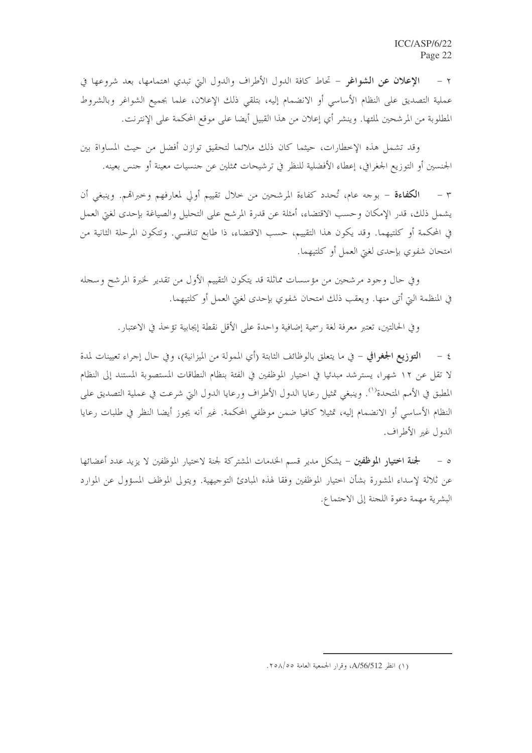٢ - **الإعلان عن الشواغر** - تحاط كافة الدول الأطراف والدول التي تبدي اهتمامها، بعد شروعها في عملية التصديق على النظام الأساسي أو الانضمام إليه، بتلقي ذلك الإعلان، علما بجميع الشواغر وبالشروط المطلوبة من المرشحين لملئها. وينشر أي إعلان من هذا القبيل أيضا على موقع المحكمة على الإنترنت.

وقد تشمل هذه الإخطارات، حيثما كان ذلك ملائما لتحقيق توازن أفضل من حيث المساواة بين الجنسين أو التوزيع الجغرافي، إعطاء الأفضلية للنظر في ترشيحات ممثلين عن جنسيات معينة أو جنس بعينه.

٣ - **الكفاءة** - بوجه عام، تُحدد كفاءة المرشحين من خلال تقييم أولي لمعارفهم وخبراتهم. وينبغي أن يشمل ذلك، قدر الإمكان وحسب الاقتضاء، أمثلة عن قدرة المرشح على التحليل والصياغة بإحدى لغتي العمل في المحكمة أو كلتيهما. وقد يكون هذا التقييم، حسب الاقتضاء، ذا طابع تنافسي. وتتكون المرحلة الثانية من امتحان شفوي بإحدى لغتي العمل أو كلتيهما.

وفي حال وجود مرشحين من مؤسسات مماثلة قد يتكون التقييم الأول من تقدير لخبرة المرشح وسجله في المنظمة التي أتى منها. ويعقب ذلك امتحان شفوي بإحدى لغتي العمل أو كلتيهما.

وفي الحالتين، تعتبر معرفة لغة رسمية إضافية واحدة على الأقل نقطة إيجابية تؤخذ في الاعتبار.

٤ - **التوزيع الجغرافي** - في ما يتعلق بالوظائف الثابتة (أي الممولة من الميزانية)، وفي حال إجراء تعيينات لمدة لا تقل عن ١٢ شهرا، يسترشد مبدئيا في اختيار الموظفين في الفئة بنظام النطاقات المستصوبة المستند إلى النظام المطبق في الأمم المتحدة[١]. وينبغي تمثيل رعايا الدول الأطراف ورعايا الدول التي شرعت في عملية التصديق على النظام الأساسي أو الانضمام إليه، تمثيلا كافيا ضمن موظفي المحكمة. غير أنه يجوز أيضا النظر في طلبات رعايا الدول غير الأطراف.

٥ - **لجنة اختيار الموظفين** - يشكل مدير قسم الخدمات المشتركة لجنة لاختيار الموظفين لا يزيد عدد أعضائها عن ثلاثة لإسداء المشورة بشأن اختيار الموظفين وفقا لهذه المبادئ التوجيهية. ويتولى الموظف المسؤول عن الموارد البشرية مهمة دعوة اللجنة إلى الاجتماع.

---

(١) انظر A/56/512، وقرار الجمعية العامة ٢٥٨/٥٥.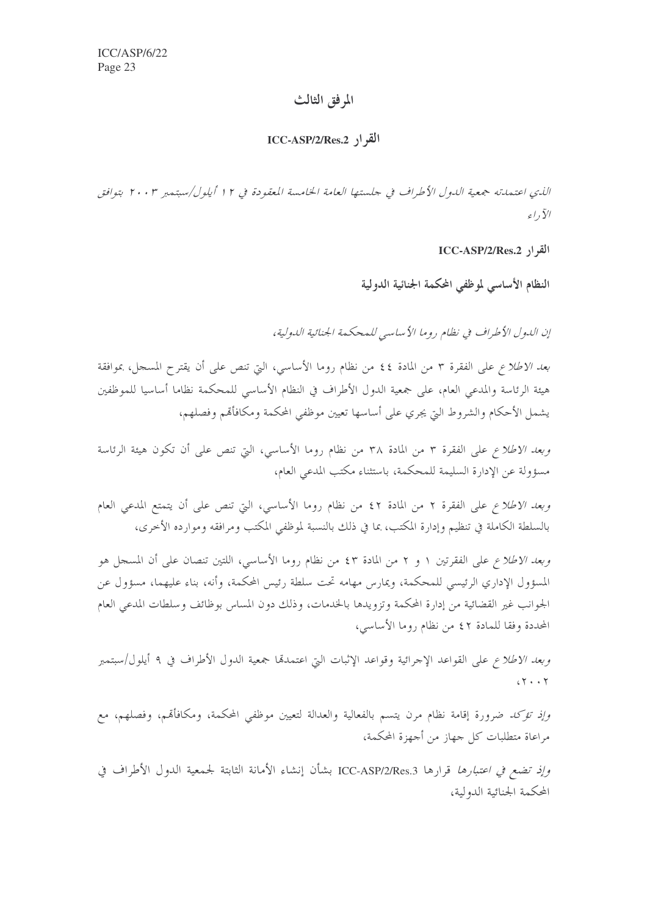# المرفق الثالث

## القرار ICC-ASP/2/Res.2

*الذي اعتمدته جمعية الدول الأطراف في جلستها العامة الخامسة المعقودة في ١٢ أيلول/سبتمبر ٢٠٠٣ بتوافق الآراء*

### القرار ICC-ASP/2/Res.2

### النظام الأساسي لموظفي المحكمة الجنائية الدولية

*إن الدول الأطراف في نظام روما الأساسي للمحكمة الجنائية الدولية،*

*بعد الاطلاع* على الفقرة ٣ من المادة ٤٤ من نظام روما الأساسي، التي تنص على أن يقترح المسجل، بموافقة هيئة الرئاسة والمدعي العام، على جمعية الدول الأطراف في النظام الأساسي للمحكمة نظاما أساسيا للموظفين يشمل الأحكام والشروط التي يجري على أساسها تعيين موظفي المحكمة ومكافأتهم وفصلهم،

*وبعد الاطلاع* على الفقرة ٣ من المادة ٣٨ من نظام روما الأساسي، التي تنص على أن تكون هيئة الرئاسة مسؤولة عن الإدارة السليمة للمحكمة، باستثناء مكتب المدعي العام،

*وبعد الاطلاع* على الفقرة ٢ من المادة ٤٢ من نظام روما الأساسي، التي تنص على أن يتمتع المدعي العام بالسلطة الكاملة في تنظيم وإدارة المكتب، بما في ذلك بالنسبة لموظفي المكتب ومرافقه وموارده الأخرى،

*وبعد الاطلاع* على الفقرتين ١ و ٢ من المادة ٤٣ من نظام روما الأساسي، اللتين تنصان على أن المسجل هو المسؤول الإداري الرئيسي للمحكمة، ويمارس مهامه تحت سلطة رئيس المحكمة، وأنه، بناء عليهما، مسؤول عن الجوانب غير القضائية من إدارة المحكمة وتزويدها بالخدمات، وذلك دون المساس بوظائف وسلطات المدعي العام المحددة وفقا للمادة ٤٢ من نظام روما الأساسي،

*وبعد الاطلاع* على القواعد الإجرائية وقواعد الإثبات التي اعتمدتها جمعية الدول الأطراف في ٩ أيلول/سبتمبر ٢٠٠٢،

*وإذ تؤكد* ضرورة إقامة نظام مرن يتسم بالفعالية والعدالة لتعيين موظفي المحكمة، ومكافأتهم، وفصلهم، مع مراعاة متطلبات كل جهاز من أجهزة المحكمة،

*وإذ تضع في اعتبارها* قرارها ICC-ASP/2/Res.3 بشأن إنشاء الأمانة الثابتة لجمعية الدول الأطراف في المحكمة الجنائية الدولية،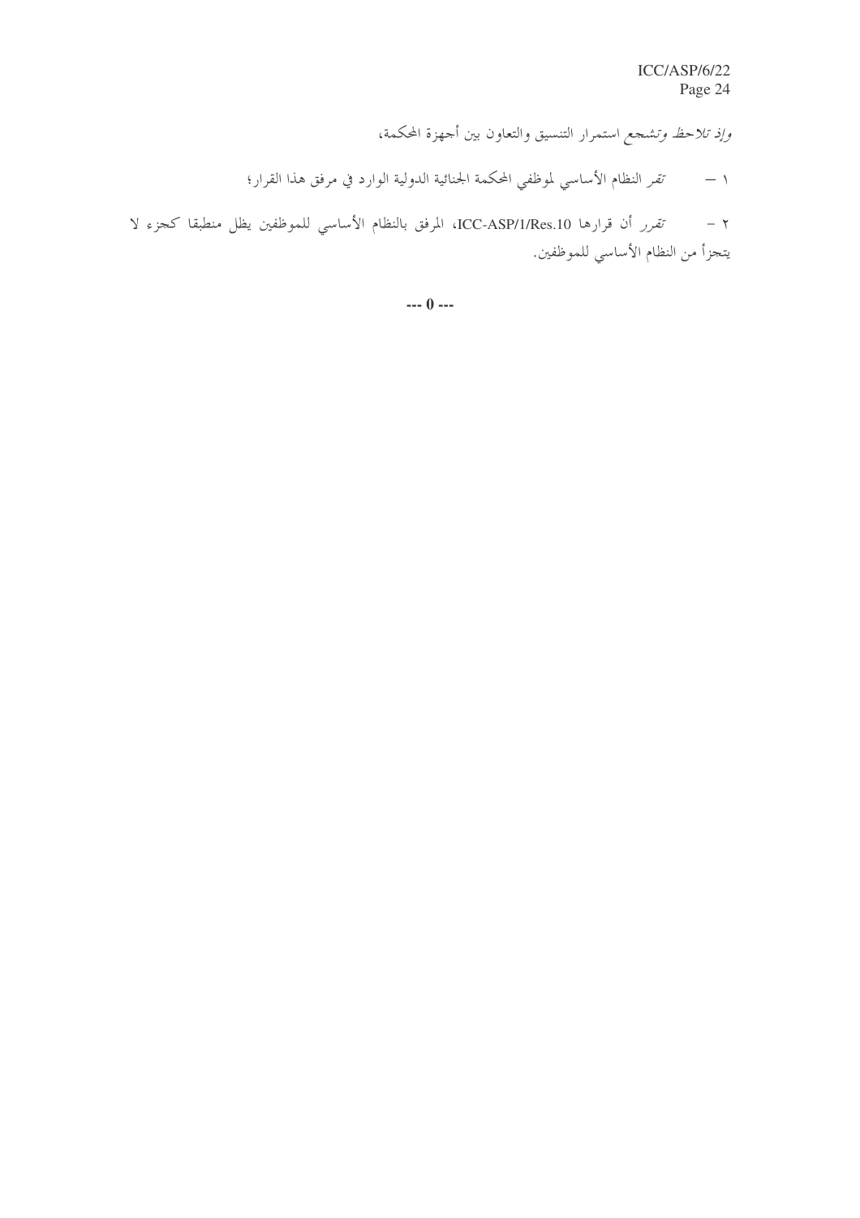*وإذ تلاحظ وتشجع* استمرار التنسيق والتعاون بين أجهزة المحكمة،

١ – *تقر* النظام الأساسي لموظفي المحكمة الجنائية الدولية الوارد في مرفق هذا القرار؛

٢ – *تقرر* أن قرارها ICC-ASP/1/Res.10، المرفق بالنظام الأساسي للموظفين يظل منطبقا كجزء لا يتجزأ من النظام الأساسي للموظفين.

--- 0 ---